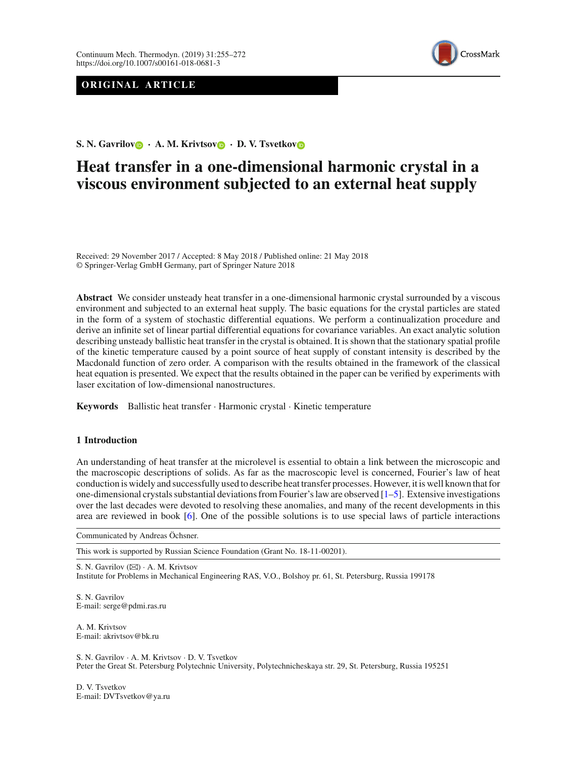**ORIGINAL ARTICLE**

**S. N. Gavrilov · A. M. Krivtsov · D. V. Tsvetkov**

# Heat transfer in a one-dimensional harmonic crystal in a viscous environment subjected to an external heat supply

Received: 29 November 2017 / Accepted: 8 May 2018 / Published online: 21 May 2018
© Springer-Verlag GmbH Germany, part of Springer Nature 2018

**Abstract** We consider unsteady heat transfer in a one-dimensional harmonic crystal surrounded by a viscous environment and subjected to an external heat supply. The basic equations for the crystal particles are stated in the form of a system of stochastic differential equations. We perform a continualization procedure and derive an infinite set of linear partial differential equations for covariance variables. An exact analytic solution describing unsteady ballistic heat transfer in the crystal is obtained. It is shown that the stationary spatial profile of the kinetic temperature caused by a point source of heat supply of constant intensity is described by the Macdonald function of zero order. A comparison with the results obtained in the framework of the classical heat equation is presented. We expect that the results obtained in the paper can be verified by experiments with laser excitation of low-dimensional nanostructures.

**Keywords** Ballistic heat transfer · Harmonic crystal · Kinetic temperature

## 1 Introduction

An understanding of heat transfer at the microlevel is essential to obtain a link between the microscopic and the macroscopic descriptions of solids. As far as the macroscopic level is concerned, Fourier's law of heat conduction is widely and successfully used to describe heat transfer processes. However, it is well known that for one-dimensional crystals substantial deviations from Fourier's law are observed [1–5]. Extensive investigations over the last decades were devoted to resolving these anomalies, and many of the recent developments in this area are reviewed in book [6]. One of the possible solutions is to use special laws of particle interactions

---

Communicated by Andreas Öchsner.

This work is supported by Russian Science Foundation (Grant No. 18-11-00201).

S. N. Gavrilov (✉) · A. M. Krivtsov
Institute for Problems in Mechanical Engineering RAS, V.O., Bolshoy pr. 61, St. Petersburg, Russia 199178

S. N. Gavrilov
E-mail: serge@pdmi.ras.ru

A. M. Krivtsov
E-mail: akrivtsov@bk.ru

S. N. Gavrilov · A. M. Krivtsov · D. V. Tsvetkov
Peter the Great St. Petersburg Polytechnic University, Polytechnicheskaya str. 29, St. Petersburg, Russia 195251

D. V. Tsvetkov
E-mail: DVTsvetkov@ya.ru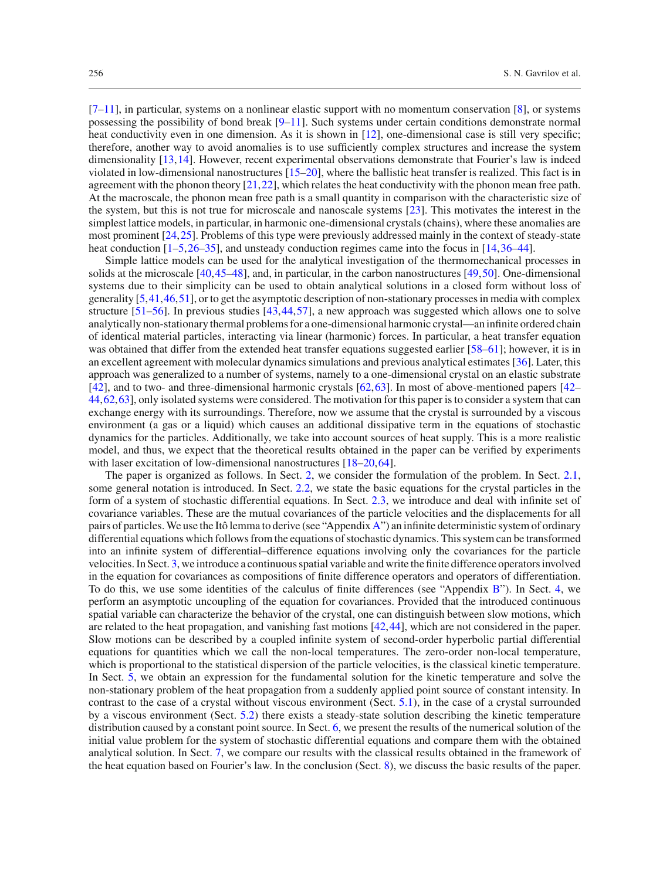[7–11], in particular, systems on a nonlinear elastic support with no momentum conservation [8], or systems possessing the possibility of bond break [9–11]. Such systems under certain conditions demonstrate normal heat conductivity even in one dimension. As it is shown in [12], one-dimensional case is still very specific; therefore, another way to avoid anomalies is to use sufficiently complex structures and increase the system dimensionality [13,14]. However, recent experimental observations demonstrate that Fourier's law is indeed violated in low-dimensional nanostructures [15–20], where the ballistic heat transfer is realized. This fact is in agreement with the phonon theory [21,22], which relates the heat conductivity with the phonon mean free path. At the macroscale, the phonon mean free path is a small quantity in comparison with the characteristic size of the system, but this is not true for microscale and nanoscale systems [23]. This motivates the interest in the simplest lattice models, in particular, in harmonic one-dimensional crystals (chains), where these anomalies are most prominent [24,25]. Problems of this type were previously addressed mainly in the context of steady-state heat conduction [1–5,26–35], and unsteady conduction regimes came into the focus in [14,36–44].

Simple lattice models can be used for the analytical investigation of the thermomechanical processes in solids at the microscale [40,45–48], and, in particular, in the carbon nanostructures [49,50]. One-dimensional systems due to their simplicity can be used to obtain analytical solutions in a closed form without loss of generality [5,41,46,51], or to get the asymptotic description of non-stationary processes in media with complex structure [51–56]. In previous studies [43,44,57], a new approach was suggested which allows one to solve analytically non-stationary thermal problems for a one-dimensional harmonic crystal—an infinite ordered chain of identical material particles, interacting via linear (harmonic) forces. In particular, a heat transfer equation was obtained that differ from the extended heat transfer equations suggested earlier [58–61]; however, it is in an excellent agreement with molecular dynamics simulations and previous analytical estimates [36]. Later, this approach was generalized to a number of systems, namely to a one-dimensional crystal on an elastic substrate [42], and to two- and three-dimensional harmonic crystals [62,63]. In most of above-mentioned papers [42–44,62,63], only isolated systems were considered. The motivation for this paper is to consider a system that can exchange energy with its surroundings. Therefore, now we assume that the crystal is surrounded by a viscous environment (a gas or a liquid) which causes an additional dissipative term in the equations of stochastic dynamics for the particles. Additionally, we take into account sources of heat supply. This is a more realistic model, and thus, we expect that the theoretical results obtained in the paper can be verified by experiments with laser excitation of low-dimensional nanostructures [18–20,64].

The paper is organized as follows. In Sect. 2, we consider the formulation of the problem. In Sect. 2.1, some general notation is introduced. In Sect. 2.2, we state the basic equations for the crystal particles in the form of a system of stochastic differential equations. In Sect. 2.3, we introduce and deal with infinite set of covariance variables. These are the mutual covariances of the particle velocities and the displacements for all pairs of particles. We use the Itô lemma to derive (see "Appendix A") an infinite deterministic system of ordinary differential equations which follows from the equations of stochastic dynamics. This system can be transformed into an infinite system of differential–difference equations involving only the covariances for the particle velocities. In Sect. 3, we introduce a continuous spatial variable and write the finite difference operators involved in the equation for covariances as compositions of finite difference operators and operators of differentiation. To do this, we use some identities of the calculus of finite differences (see "Appendix B"). In Sect. 4, we perform an asymptotic uncoupling of the equation for covariances. Provided that the introduced continuous spatial variable can characterize the behavior of the crystal, one can distinguish between slow motions, which are related to the heat propagation, and vanishing fast motions [42,44], which are not considered in the paper. Slow motions can be described by a coupled infinite system of second-order hyperbolic partial differential equations for quantities which we call the non-local temperatures. The zero-order non-local temperature, which is proportional to the statistical dispersion of the particle velocities, is the classical kinetic temperature. In Sect. 5, we obtain an expression for the fundamental solution for the kinetic temperature and solve the non-stationary problem of the heat propagation from a suddenly applied point source of constant intensity. In contrast to the case of a crystal without viscous environment (Sect. 5.1), in the case of a crystal surrounded by a viscous environment (Sect. 5.2) there exists a steady-state solution describing the kinetic temperature distribution caused by a constant point source. In Sect. 6, we present the results of the numerical solution of the initial value problem for the system of stochastic differential equations and compare them with the obtained analytical solution. In Sect. 7, we compare our results with the classical results obtained in the framework of the heat equation based on Fourier's law. In the conclusion (Sect. 8), we discuss the basic results of the paper.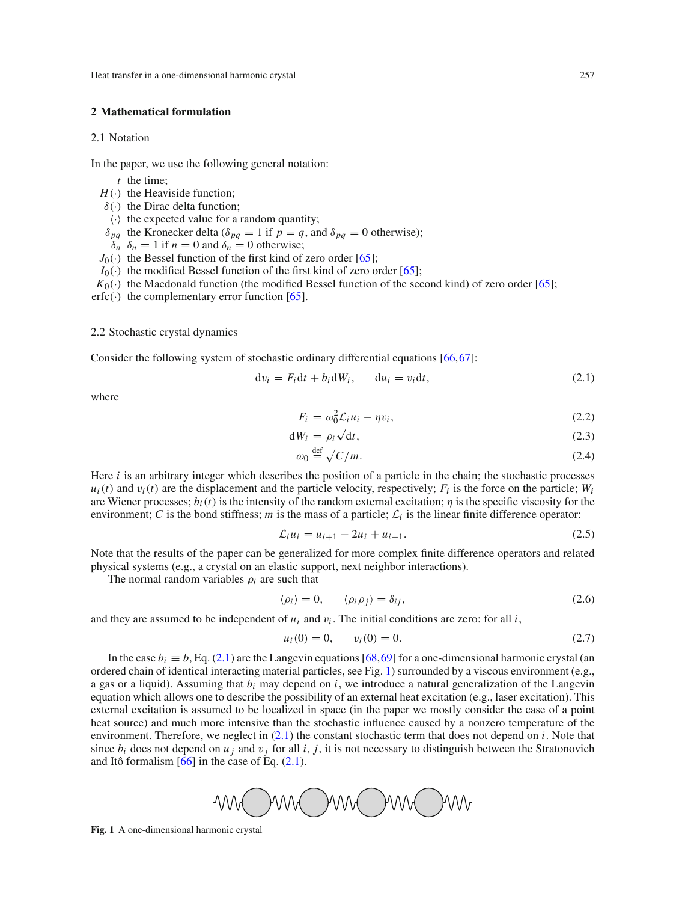## 2 Mathematical formulation

### 2.1 Notation

In the paper, we use the following general notation:

- $t$ the time;
- $H(\cdot)$ the Heaviside function;
- $\delta(\cdot)$ the Dirac delta function;
- $\langle\cdot\rangle$ the expected value for a random quantity;
- $\delta_{pq}$ the Kronecker delta ($\delta_{pq} = 1$ if $p = q$, and $\delta_{pq} = 0$ otherwise);
- $\delta_n$ $\delta_n = 1$ if $n = 0$ and $\delta_n = 0$ otherwise;
- $J_0(\cdot)$ the Bessel function of the first kind of zero order [65];
- $I_0(\cdot)$ the modified Bessel function of the first kind of zero order [65];
- $K_0(\cdot)$ the Macdonald function (the modified Bessel function of the second kind) of zero order [65];
- $\mathrm{erfc}(\cdot)$ the complementary error function [65].

### 2.2 Stochastic crystal dynamics

Consider the following system of stochastic ordinary differential equations [66,67]:

$$
\mathrm{d}v_i = F_i \mathrm{d}t + b_i \mathrm{d}W_i, \qquad \mathrm{d}u_i = v_i \mathrm{d}t, \tag{2.1}
$$

where

$$
F_i = \omega_0^2 \mathcal{L}_i u_i - \eta v_i, \tag{2.2}
$$

$$
\mathrm{d}W_i = \rho_i \sqrt{\mathrm{d}t}, \tag{2.3}
$$

$$
\omega_0 \overset{\text{def}}{=} \sqrt{C/m}. \tag{2.4}
$$

Here $i$ is an arbitrary integer which describes the position of a particle in the chain; the stochastic processes $u_i(t)$ and $v_i(t)$ are the displacement and the particle velocity, respectively; $F_i$ is the force on the particle; $W_i$ are Wiener processes; $b_i(t)$ is the intensity of the random external excitation; $\eta$ is the specific viscosity for the environment; $C$ is the bond stiffness; $m$ is the mass of a particle; $\mathcal{L}_i$ is the linear finite difference operator:

$$
\mathcal{L}_i u_i = u_{i+1} - 2u_i + u_{i-1}. \tag{2.5}
$$

Note that the results of the paper can be generalized for more complex finite difference operators and related physical systems (e.g., a crystal on an elastic support, next neighbor interactions).

The normal random variables $\rho_i$ are such that

$$
\langle \rho_i \rangle = 0, \qquad \langle \rho_i \rho_j \rangle = \delta_{ij}, \tag{2.6}
$$

and they are assumed to be independent of $u_i$ and $v_i$. The initial conditions are zero: for all $i$,

$$
u_i(0) = 0, \qquad v_i(0) = 0. \tag{2.7}
$$

In the case $b_i \equiv b$, Eq. (2.1) are the Langevin equations [68,69] for a one-dimensional harmonic crystal (an ordered chain of identical interacting material particles, see Fig. 1) surrounded by a viscous environment (e.g., a gas or a liquid). Assuming that $b_i$ may depend on $i$, we introduce a natural generalization of the Langevin equation which allows one to describe the possibility of an external heat excitation (e.g., laser excitation). This external excitation is assumed to be localized in space (in the paper we mostly consider the case of a point heat source) and much more intensive than the stochastic influence caused by a nonzero temperature of the environment. Therefore, we neglect in (2.1) the constant stochastic term that does not depend on $i$. Note that since $b_i$ does not depend on $u_j$ and $v_j$ for all $i$, $j$, it is not necessary to distinguish between the Stratonovich and Itô formalism [66] in the case of Eq. (2.1).

**Fig. 1** A one-dimensional harmonic crystal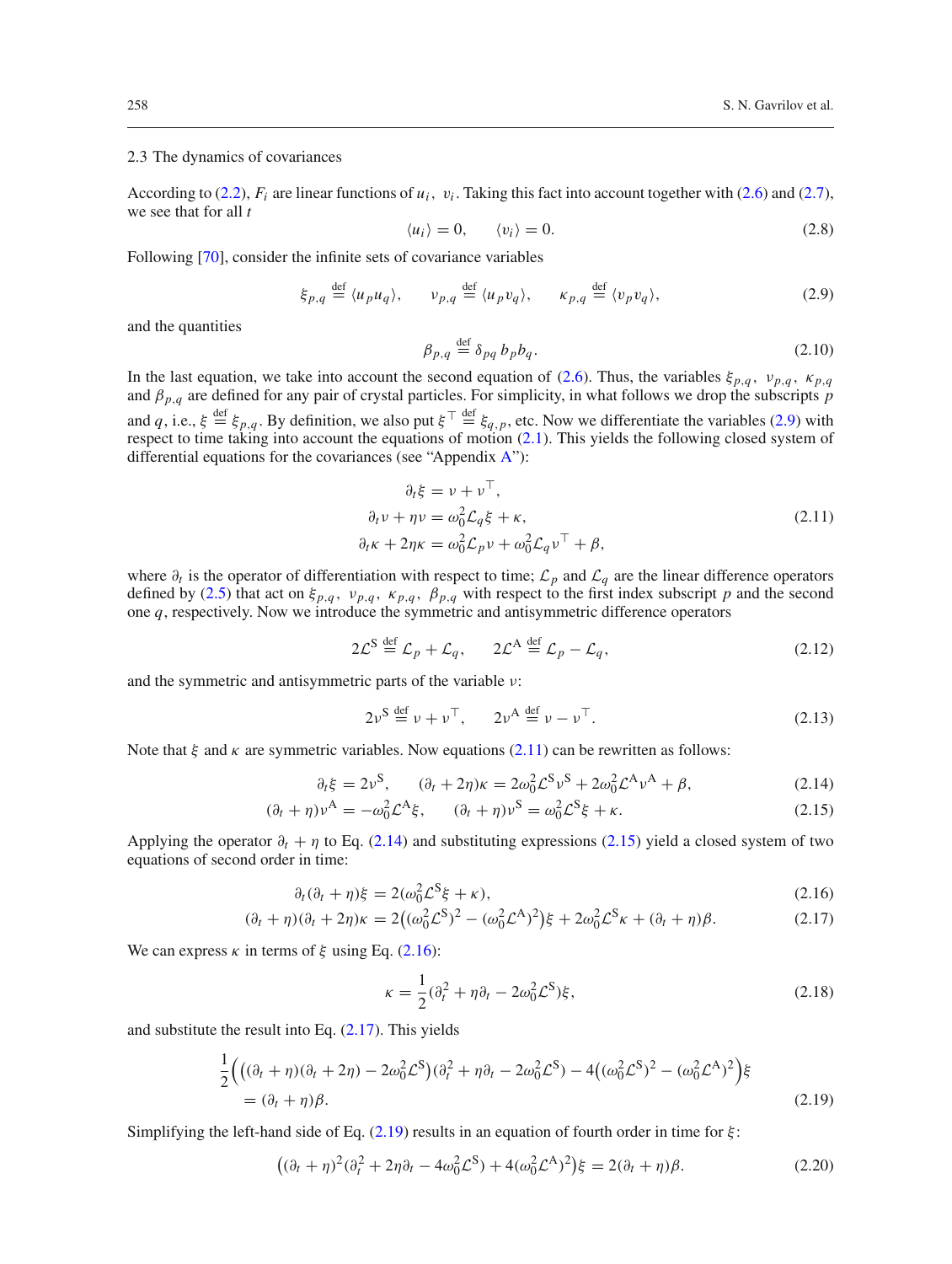### 2.3 The dynamics of covariances

According to (2.2), $F_i$ are linear functions of $u_i$, $v_i$. Taking this fact into account together with (2.6) and (2.7), we see that for all $t$

$$\langle u_i \rangle = 0, \qquad \langle v_i \rangle = 0. \tag{2.8}$$

Following [70], consider the infinite sets of covariance variables

$$\xi_{p,q} \stackrel{\text{def}}{=} \langle u_p u_q \rangle, \qquad \nu_{p,q} \stackrel{\text{def}}{=} \langle u_p v_q \rangle, \qquad \kappa_{p,q} \stackrel{\text{def}}{=} \langle v_p v_q \rangle, \tag{2.9}$$

and the quantities

$$\beta_{p,q} \stackrel{\text{def}}{=} \delta_{pq}\, b_p b_q. \tag{2.10}$$

In the last equation, we take into account the second equation of (2.6). Thus, the variables $\xi_{p,q}$, $\nu_{p,q}$, $\kappa_{p,q}$ and $\beta_{p,q}$ are defined for any pair of crystal particles. For simplicity, in what follows we drop the subscripts $p$ and $q$, i.e., $\xi \stackrel{\text{def}}{=} \xi_{p,q}$. By definition, we also put $\xi^\top \stackrel{\text{def}}{=} \xi_{q,p}$, etc. Now we differentiate the variables (2.9) with respect to time taking into account the equations of motion (2.1). This yields the following closed system of differential equations for the covariances (see "Appendix A"):

$$\begin{aligned}
\partial_t \xi &= \nu + \nu^\top, \\
\partial_t \nu + \eta \nu &= \omega_0^2 \mathcal{L}_q \xi + \kappa, \\
\partial_t \kappa + 2\eta\kappa &= \omega_0^2 \mathcal{L}_p \nu + \omega_0^2 \mathcal{L}_q \nu^\top + \beta,
\end{aligned} \tag{2.11}$$

where $\partial_t$ is the operator of differentiation with respect to time; $\mathcal{L}_p$ and $\mathcal{L}_q$ are the linear difference operators defined by (2.5) that act on $\xi_{p,q}$, $\nu_{p,q}$, $\kappa_{p,q}$, $\beta_{p,q}$ with respect to the first index subscript $p$ and the second one $q$, respectively. Now we introduce the symmetric and antisymmetric difference operators

$$2\mathcal{L}^{\text{S}} \stackrel{\text{def}}{=} \mathcal{L}_p + \mathcal{L}_q, \qquad 2\mathcal{L}^{\text{A}} \stackrel{\text{def}}{=} \mathcal{L}_p - \mathcal{L}_q, \tag{2.12}$$

and the symmetric and antisymmetric parts of the variable $\nu$:

$$2\nu^{\text{S}} \stackrel{\text{def}}{=} \nu + \nu^\top, \qquad 2\nu^{\text{A}} \stackrel{\text{def}}{=} \nu - \nu^\top. \tag{2.13}$$

Note that $\xi$ and $\kappa$ are symmetric variables. Now equations (2.11) can be rewritten as follows:

$$\partial_t \xi = 2\nu^{\text{S}}, \qquad (\partial_t + 2\eta)\kappa = 2\omega_0^2 \mathcal{L}^{\text{S}} \nu^{\text{S}} + 2\omega_0^2 \mathcal{L}^{\text{A}} \nu^{\text{A}} + \beta, \tag{2.14}$$

$$(\partial_t + \eta)\nu^{\text{A}} = -\omega_0^2 \mathcal{L}^{\text{A}} \xi, \qquad (\partial_t + \eta)\nu^{\text{S}} = \omega_0^2 \mathcal{L}^{\text{S}} \xi + \kappa. \tag{2.15}$$

Applying the operator $\partial_t + \eta$ to Eq. (2.14) and substituting expressions (2.15) yield a closed system of two equations of second order in time:

$$\partial_t(\partial_t + \eta)\xi = 2(\omega_0^2 \mathcal{L}^{\text{S}} \xi + \kappa), \tag{2.16}$$

$$(\partial_t + \eta)(\partial_t + 2\eta)\kappa = 2\big((\omega_0^2 \mathcal{L}^{\text{S}})^2 - (\omega_0^2 \mathcal{L}^{\text{A}})^2\big)\xi + 2\omega_0^2 \mathcal{L}^{\text{S}} \kappa + (\partial_t + \eta)\beta. \tag{2.17}$$

We can express $\kappa$ in terms of $\xi$ using Eq. (2.16):

$$\kappa = \frac{1}{2}(\partial_t^2 + \eta\partial_t - 2\omega_0^2 \mathcal{L}^{\text{S}})\xi, \tag{2.18}$$

and substitute the result into Eq. (2.17). This yields

$$\begin{aligned}
&\frac{1}{2}\Big(\big((\partial_t + \eta)(\partial_t + 2\eta) - 2\omega_0^2 \mathcal{L}^{\text{S}}\big)(\partial_t^2 + \eta\partial_t - 2\omega_0^2 \mathcal{L}^{\text{S}}) - 4\big((\omega_0^2 \mathcal{L}^{\text{S}})^2 - (\omega_0^2 \mathcal{L}^{\text{A}})^2\big)\Big)\xi \\
&\quad = (\partial_t + \eta)\beta.
\end{aligned} \tag{2.19}$$

Simplifying the left-hand side of Eq. (2.19) results in an equation of fourth order in time for $\xi$:

$$\big((\partial_t + \eta)^2(\partial_t^2 + 2\eta\partial_t - 4\omega_0^2 \mathcal{L}^{\text{S}}) + 4(\omega_0^2 \mathcal{L}^{\text{A}})^2\big)\xi = 2(\partial_t + \eta)\beta. \tag{2.20}$$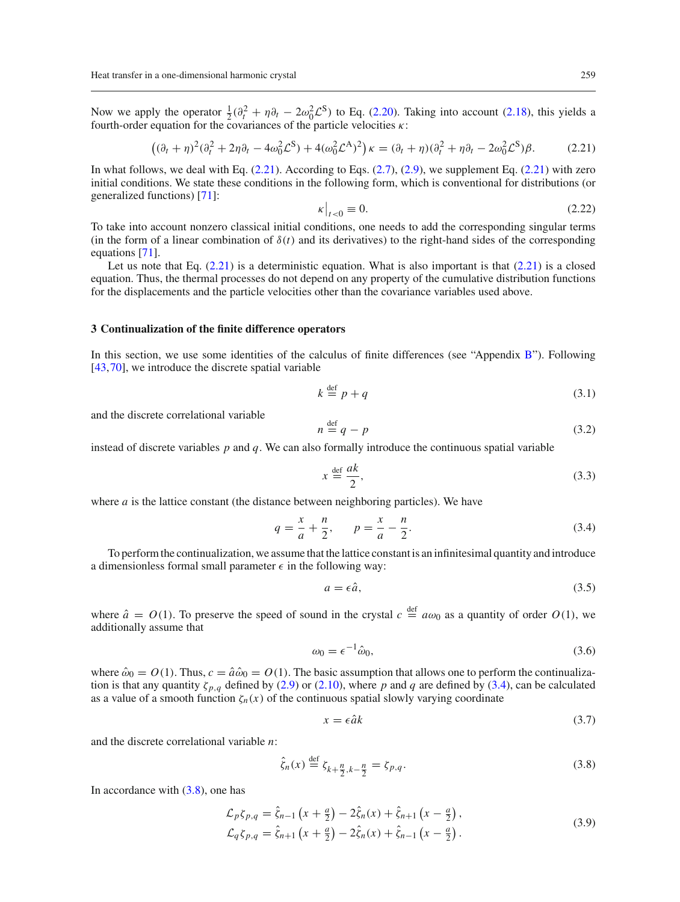Now we apply the operator $\frac{1}{2}(\partial_t^2 + \eta\partial_t - 2\omega_0^2\mathcal{L}^{\mathrm{S}})$ to Eq. (2.20). Taking into account (2.18), this yields a fourth-order equation for the covariances of the particle velocities $\kappa$:

$$\left((\partial_t + \eta)^2(\partial_t^2 + 2\eta\partial_t - 4\omega_0^2\mathcal{L}^{\mathrm{S}}) + 4(\omega_0^2\mathcal{L}^{\mathrm{A}})^2\right)\kappa = (\partial_t + \eta)(\partial_t^2 + \eta\partial_t - 2\omega_0^2\mathcal{L}^{\mathrm{S}})\beta. \tag{2.21}$$

In what follows, we deal with Eq. (2.21). According to Eqs. (2.7), (2.9), we supplement Eq. (2.21) with zero initial conditions. We state these conditions in the following form, which is conventional for distributions (or generalized functions) [71]:

$$\kappa\big|_{t<0} \equiv 0. \tag{2.22}$$

To take into account nonzero classical initial conditions, one needs to add the corresponding singular terms (in the form of a linear combination of $\delta(t)$ and its derivatives) to the right-hand sides of the corresponding equations [71].

Let us note that Eq. (2.21) is a deterministic equation. What is also important is that (2.21) is a closed equation. Thus, the thermal processes do not depend on any property of the cumulative distribution functions for the displacements and the particle velocities other than the covariance variables used above.

## 3 Continualization of the finite difference operators

In this section, we use some identities of the calculus of finite differences (see "Appendix B"). Following [43,70], we introduce the discrete spatial variable

$$k \overset{\text{def}}{=} p + q \tag{3.1}$$

and the discrete correlational variable

$$n \overset{\text{def}}{=} q - p \tag{3.2}$$

instead of discrete variables $p$ and $q$. We can also formally introduce the continuous spatial variable

$$x \overset{\text{def}}{=} \frac{ak}{2}, \tag{3.3}$$

where $a$ is the lattice constant (the distance between neighboring particles). We have

$$q = \frac{x}{a} + \frac{n}{2}, \qquad p = \frac{x}{a} - \frac{n}{2}. \tag{3.4}$$

To perform the continualization, we assume that the lattice constant is an infinitesimal quantity and introduce a dimensionless formal small parameter $\epsilon$ in the following way:

$$a = \epsilon\hat{a}, \tag{3.5}$$

where $\hat{a} = O(1)$. To preserve the speed of sound in the crystal $c \overset{\text{def}}{=} a\omega_0$ as a quantity of order $O(1)$, we additionally assume that

$$\omega_0 = \epsilon^{-1}\hat{\omega}_0, \tag{3.6}$$

where $\hat{\omega}_0 = O(1)$. Thus, $c = \hat{a}\hat{\omega}_0 = O(1)$. The basic assumption that allows one to perform the continualization is that any quantity $\zeta_{p,q}$ defined by (2.9) or (2.10), where $p$ and $q$ are defined by (3.4), can be calculated as a value of a smooth function $\zeta_n(x)$ of the continuous spatial slowly varying coordinate

$$x = \epsilon\hat{a}k \tag{3.7}$$

and the discrete correlational variable $n$:

$$\hat{\zeta}_n(x) \overset{\text{def}}{=} \zeta_{k+\frac{n}{2},k-\frac{n}{2}} = \zeta_{p,q}. \tag{3.8}$$

In accordance with (3.8), one has

$$\begin{aligned}
\mathcal{L}_p\zeta_{p,q} &= \hat{\zeta}_{n-1}\left(x + \tfrac{a}{2}\right) - 2\hat{\zeta}_n(x) + \hat{\zeta}_{n+1}\left(x - \tfrac{a}{2}\right), \\
\mathcal{L}_q\zeta_{p,q} &= \hat{\zeta}_{n+1}\left(x + \tfrac{a}{2}\right) - 2\hat{\zeta}_n(x) + \hat{\zeta}_{n-1}\left(x - \tfrac{a}{2}\right).
\end{aligned} \tag{3.9}$$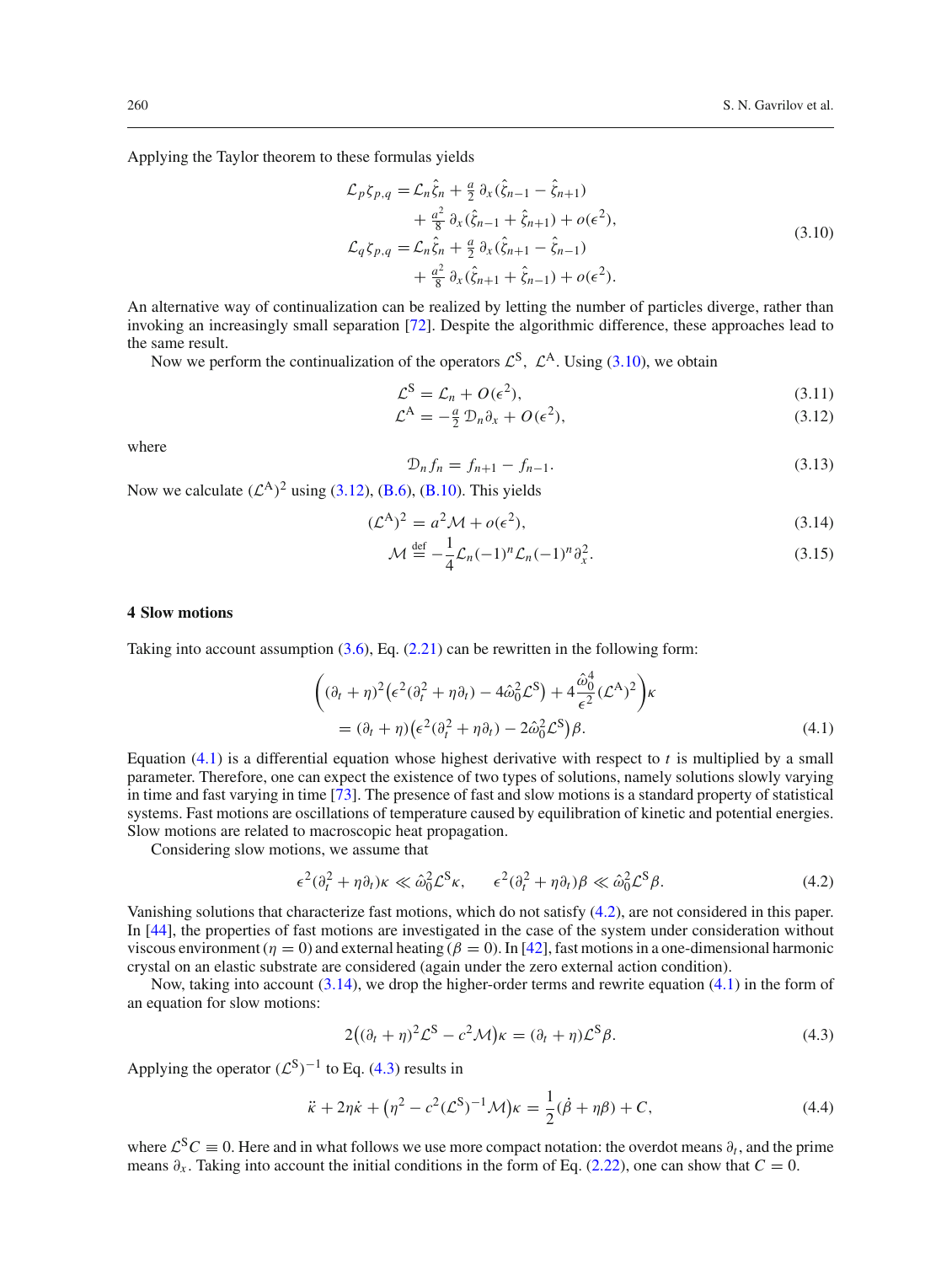Applying the Taylor theorem to these formulas yields

$$
\begin{aligned}
\mathcal{L}_p \zeta_{p,q} &= \mathcal{L}_n \hat{\zeta}_n + \tfrac{a}{2}\,\partial_x(\hat{\zeta}_{n-1} - \hat{\zeta}_{n+1}) \\
&\quad + \tfrac{a^2}{8}\,\partial_x(\hat{\zeta}_{n-1} + \hat{\zeta}_{n+1}) + o(\epsilon^2), \\
\mathcal{L}_q \zeta_{p,q} &= \mathcal{L}_n \hat{\zeta}_n + \tfrac{a}{2}\,\partial_x(\hat{\zeta}_{n+1} - \hat{\zeta}_{n-1}) \\
&\quad + \tfrac{a^2}{8}\,\partial_x(\hat{\zeta}_{n+1} + \hat{\zeta}_{n-1}) + o(\epsilon^2).
\end{aligned}
\tag{3.10}
$$

An alternative way of continualization can be realized by letting the number of particles diverge, rather than invoking an increasingly small separation [72]. Despite the algorithmic difference, these approaches lead to the same result.

Now we perform the continualization of the operators $\mathcal{L}^{\mathrm{S}},\ \mathcal{L}^{\mathrm{A}}$. Using (3.10), we obtain

$$
\mathcal{L}^{\mathrm{S}} = \mathcal{L}_n + O(\epsilon^2), \tag{3.11}
$$

$$
\mathcal{L}^{\mathrm{A}} = -\tfrac{a}{2}\,\mathcal{D}_n \partial_x + O(\epsilon^2), \tag{3.12}
$$

where

$$
\mathcal{D}_n f_n = f_{n+1} - f_{n-1}. \tag{3.13}
$$

Now we calculate $(\mathcal{L}^{\mathrm{A}})^2$ using (3.12), (B.6), (B.10). This yields

$$
(\mathcal{L}^{\mathrm{A}})^2 = a^2 \mathcal{M} + o(\epsilon^2), \tag{3.14}
$$

$$
\mathcal{M} \overset{\text{def}}{=} -\frac{1}{4}\mathcal{L}_n (-1)^n \mathcal{L}_n (-1)^n \partial_x^2. \tag{3.15}
$$

## 4 Slow motions

Taking into account assumption (3.6), Eq. (2.21) can be rewritten in the following form:

$$
\begin{aligned}
&\left( (\partial_t + \eta)^2 \big( \epsilon^2 (\partial_t^2 + \eta \partial_t) - 4\hat{\omega}_0^2 \mathcal{L}^{\mathrm{S}} \big) + 4 \frac{\hat{\omega}_0^4}{\epsilon^2} (\mathcal{L}^{\mathrm{A}})^2 \right) \kappa \\
&\quad = (\partial_t + \eta) \big( \epsilon^2 (\partial_t^2 + \eta \partial_t) - 2\hat{\omega}_0^2 \mathcal{L}^{\mathrm{S}} \big) \beta.
\end{aligned}
\tag{4.1}
$$

Equation (4.1) is a differential equation whose highest derivative with respect to $t$ is multiplied by a small parameter. Therefore, one can expect the existence of two types of solutions, namely solutions slowly varying in time and fast varying in time [73]. The presence of fast and slow motions is a standard property of statistical systems. Fast motions are oscillations of temperature caused by equilibration of kinetic and potential energies. Slow motions are related to macroscopic heat propagation.

Considering slow motions, we assume that

$$
\epsilon^2 (\partial_t^2 + \eta \partial_t) \kappa \ll \hat{\omega}_0^2 \mathcal{L}^{\mathrm{S}} \kappa, \qquad \epsilon^2 (\partial_t^2 + \eta \partial_t) \beta \ll \hat{\omega}_0^2 \mathcal{L}^{\mathrm{S}} \beta. \tag{4.2}
$$

Vanishing solutions that characterize fast motions, which do not satisfy (4.2), are not considered in this paper. In [44], the properties of fast motions are investigated in the case of the system under consideration without viscous environment ($\eta = 0$) and external heating ($\beta = 0$). In [42], fast motions in a one-dimensional harmonic crystal on an elastic substrate are considered (again under the zero external action condition).

Now, taking into account (3.14), we drop the higher-order terms and rewrite equation (4.1) in the form of an equation for slow motions:

$$
2\big( (\partial_t + \eta)^2 \mathcal{L}^{\mathrm{S}} - c^2 \mathcal{M} \big) \kappa = (\partial_t + \eta) \mathcal{L}^{\mathrm{S}} \beta. \tag{4.3}
$$

Applying the operator $(\mathcal{L}^{\mathrm{S}})^{-1}$ to Eq. (4.3) results in

$$
\ddot{\kappa} + 2\eta \dot{\kappa} + \big( \eta^2 - c^2 (\mathcal{L}^{\mathrm{S}})^{-1} \mathcal{M} \big) \kappa = \frac{1}{2} (\dot{\beta} + \eta \beta) + C, \tag{4.4}
$$

where $\mathcal{L}^{\mathrm{S}} C \equiv 0$. Here and in what follows we use more compact notation: the overdot means $\partial_t$, and the prime means $\partial_x$. Taking into account the initial conditions in the form of Eq. (2.22), one can show that $C = 0$.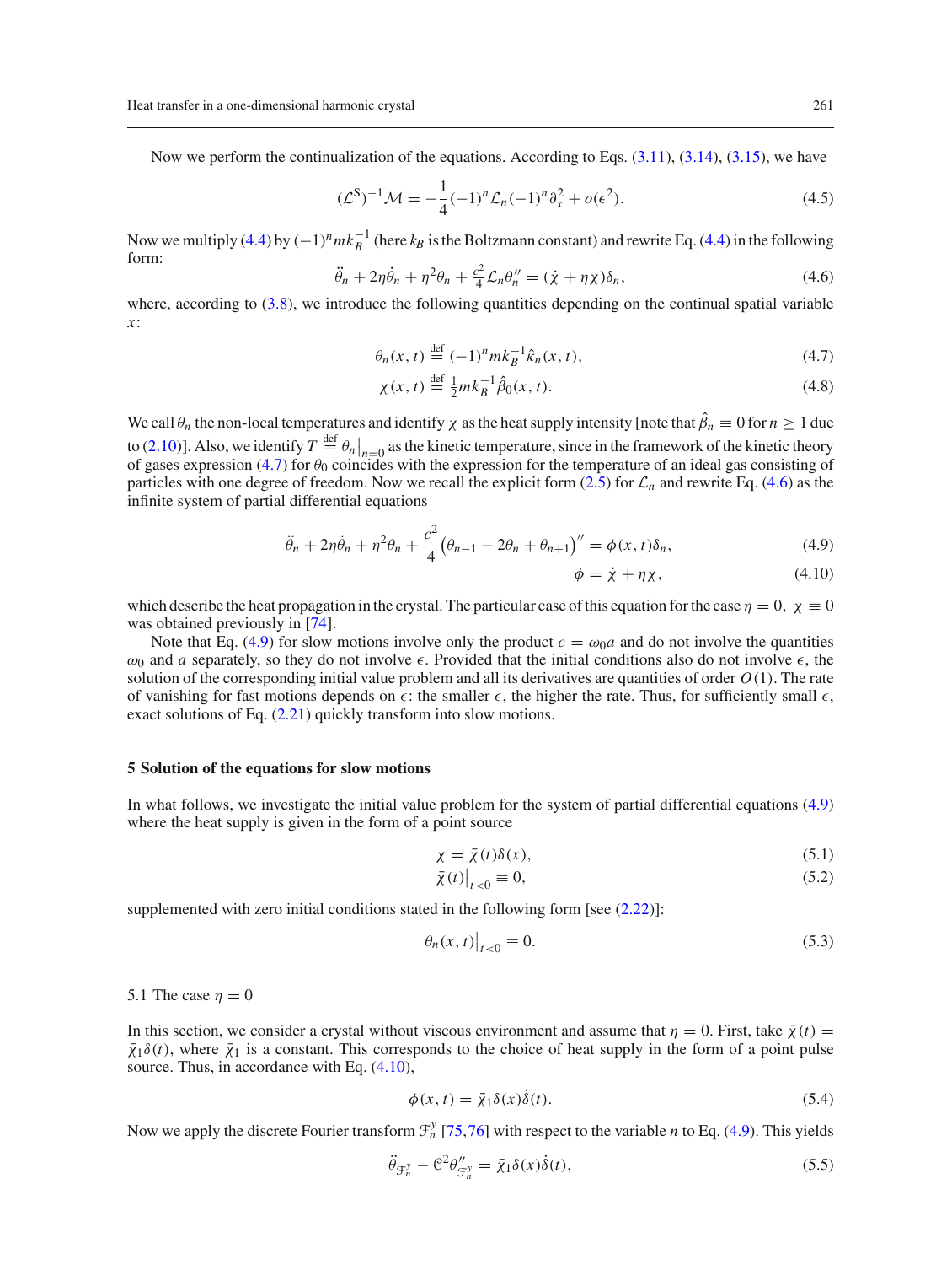Now we perform the continualization of the equations. According to Eqs. (3.11), (3.14), (3.15), we have

$$(\mathcal{L}^{\mathrm{S}})^{-1}\mathcal{M} = -\frac{1}{4}(-1)^n\mathcal{L}_n(-1)^n\partial_x^2 + o(\epsilon^2). \tag{4.5}$$

Now we multiply (4.4) by $(-1)^n mk_B^{-1}$ (here $k_B$ is the Boltzmann constant) and rewrite Eq. (4.4) in the following form:

$$\ddot{\theta}_n + 2\eta\dot{\theta}_n + \eta^2\theta_n + \tfrac{c^2}{4}\mathcal{L}_n\theta_n'' = (\dot{\chi} + \eta\chi)\delta_n, \tag{4.6}$$

where, according to (3.8), we introduce the following quantities depending on the continual spatial variable $x$:

$$\theta_n(x,t) \overset{\text{def}}{=} (-1)^n mk_B^{-1}\hat{\kappa}_n(x,t), \tag{4.7}$$

$$\chi(x,t) \overset{\text{def}}{=} \tfrac{1}{2}mk_B^{-1}\hat{\beta}_0(x,t). \tag{4.8}$$

We call $\theta_n$ the non-local temperatures and identify $\chi$ as the heat supply intensity [note that $\hat{\beta}_n \equiv 0$ for $n \geq 1$ due to (2.10)]. Also, we identify $T \overset{\text{def}}{=} \theta_n\big|_{n=0}$ as the kinetic temperature, since in the framework of the kinetic theory of gases expression (4.7) for $\theta_0$ coincides with the expression for the temperature of an ideal gas consisting of particles with one degree of freedom. Now we recall the explicit form (2.5) for $\mathcal{L}_n$ and rewrite Eq. (4.6) as the infinite system of partial differential equations

$$\ddot{\theta}_n + 2\eta\dot{\theta}_n + \eta^2\theta_n + \frac{c^2}{4}\big(\theta_{n-1} - 2\theta_n + \theta_{n+1}\big)'' = \phi(x,t)\delta_n, \tag{4.9}$$

$$\phi = \dot{\chi} + \eta\chi, \tag{4.10}$$

which describe the heat propagation in the crystal. The particular case of this equation for the case $\eta = 0$, $\chi \equiv 0$ was obtained previously in [74].

Note that Eq. (4.9) for slow motions involve only the product $c = \omega_0 a$ and do not involve the quantities $\omega_0$ and $a$ separately, so they do not involve $\epsilon$. Provided that the initial conditions also do not involve $\epsilon$, the solution of the corresponding initial value problem and all its derivatives are quantities of order $O(1)$. The rate of vanishing for fast motions depends on $\epsilon$: the smaller $\epsilon$, the higher the rate. Thus, for sufficiently small $\epsilon$, exact solutions of Eq. (2.21) quickly transform into slow motions.

## 5 Solution of the equations for slow motions

In what follows, we investigate the initial value problem for the system of partial differential equations (4.9) where the heat supply is given in the form of a point source

$$\chi = \bar{\chi}(t)\delta(x), \tag{5.1}$$

$$\bar{\chi}(t)\big|_{t<0} \equiv 0, \tag{5.2}$$

supplemented with zero initial conditions stated in the following form [see (2.22)]:

$$\theta_n(x,t)\big|_{t<0} \equiv 0. \tag{5.3}$$

### 5.1 The case $\eta = 0$

In this section, we consider a crystal without viscous environment and assume that $\eta = 0$. First, take $\bar{\chi}(t) = \bar{\chi}_1\delta(t)$, where $\bar{\chi}_1$ is a constant. This corresponds to the choice of heat supply in the form of a point pulse source. Thus, in accordance with Eq. (4.10),

$$\phi(x,t) = \bar{\chi}_1\delta(x)\dot{\delta}(t). \tag{5.4}$$

Now we apply the discrete Fourier transform $\mathcal{F}_n^y$ [75,76] with respect to the variable $n$ to Eq. (4.9). This yields

$$\ddot{\theta}_{\mathcal{F}_n^y} - \mathcal{C}^2\theta''_{\mathcal{F}_n^y} = \bar{\chi}_1\delta(x)\dot{\delta}(t), \tag{5.5}$$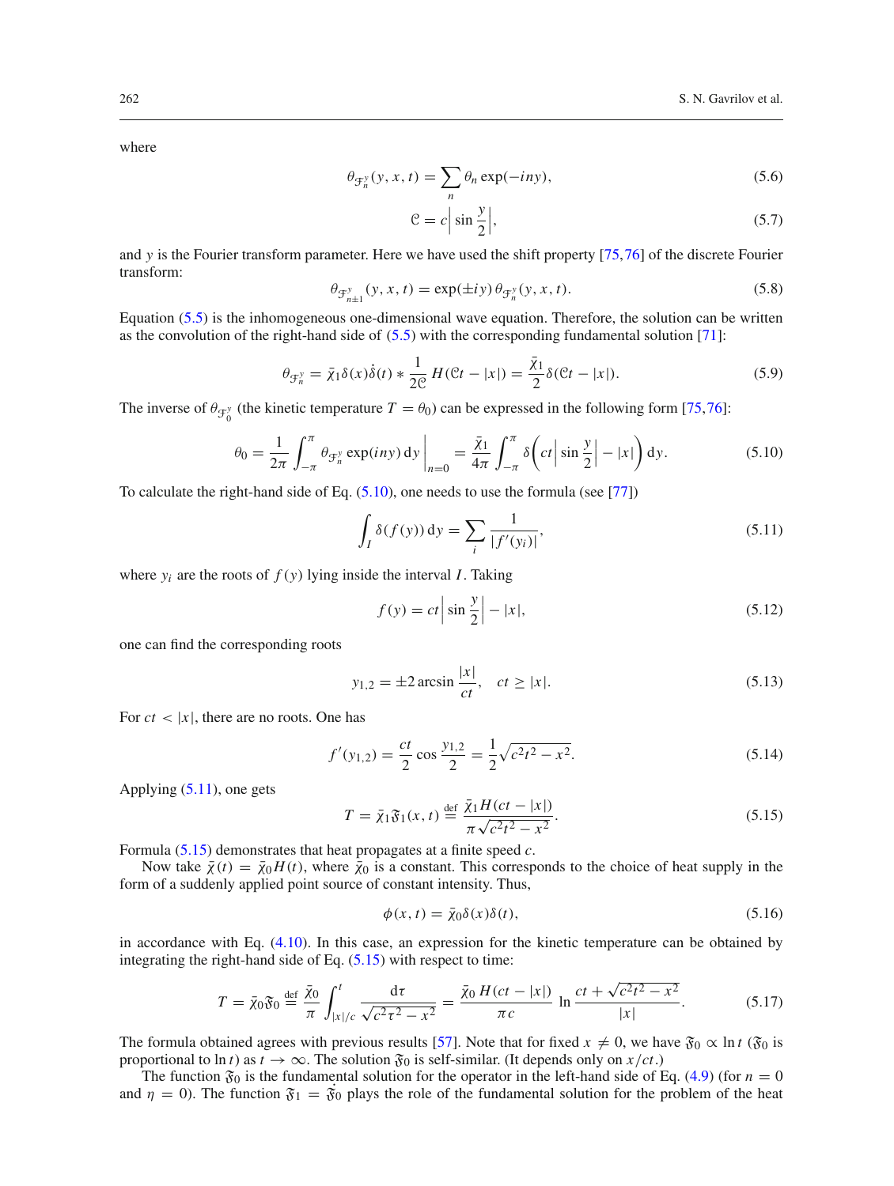where

$$\theta_{\mathcal{F}_n^y}(y, x, t) = \sum_n \theta_n \exp(-iny), \tag{5.6}$$

$$\mathcal{C} = c\left|\sin\frac{y}{2}\right|, \tag{5.7}$$

and $y$ is the Fourier transform parameter. Here we have used the shift property [75,76] of the discrete Fourier transform:

$$\theta_{\mathcal{F}_{n\pm1}^y}(y, x, t) = \exp(\pm iy)\,\theta_{\mathcal{F}_n^y}(y, x, t). \tag{5.8}$$

Equation (5.5) is the inhomogeneous one-dimensional wave equation. Therefore, the solution can be written as the convolution of the right-hand side of (5.5) with the corresponding fundamental solution [71]:

$$\theta_{\mathcal{F}_n^y} = \bar{\chi}_1\delta(x)\dot{\delta}(t) * \frac{1}{2\mathcal{C}}\,H(\mathcal{C}t - |x|) = \frac{\bar{\chi}_1}{2}\delta(\mathcal{C}t - |x|). \tag{5.9}$$

The inverse of $\theta_{\mathcal{F}_0^y}$ (the kinetic temperature $T = \theta_0$) can be expressed in the following form [75,76]:

$$\theta_0 = \frac{1}{2\pi}\int_{-\pi}^{\pi}\theta_{\mathcal{F}_n^y}\exp(iny)\,\mathrm{d}y\,\bigg|_{n=0} = \frac{\bar{\chi}_1}{4\pi}\int_{-\pi}^{\pi}\delta\!\left(ct\left|\sin\frac{y}{2}\right| - |x|\right)\mathrm{d}y. \tag{5.10}$$

To calculate the right-hand side of Eq. (5.10), one needs to use the formula (see [77])

$$\int_I \delta(f(y))\,\mathrm{d}y = \sum_i \frac{1}{|f'(y_i)|}, \tag{5.11}$$

where $y_i$ are the roots of $f(y)$ lying inside the interval $I$. Taking

$$f(y) = ct\left|\sin\frac{y}{2}\right| - |x|, \tag{5.12}$$

one can find the corresponding roots

$$y_{1,2} = \pm 2\arcsin\frac{|x|}{ct}, \quad ct \geq |x|. \tag{5.13}$$

For $ct < |x|$, there are no roots. One has

$$f'(y_{1,2}) = \frac{ct}{2}\cos\frac{y_{1,2}}{2} = \frac{1}{2}\sqrt{c^2t^2 - x^2}. \tag{5.14}$$

Applying (5.11), one gets

$$T = \bar{\chi}_1\mathfrak{F}_1(x, t) \overset{\text{def}}{=} \frac{\bar{\chi}_1 H(ct - |x|)}{\pi\sqrt{c^2t^2 - x^2}}. \tag{5.15}$$

Formula (5.15) demonstrates that heat propagates at a finite speed $c$.

Now take $\bar{\chi}(t) = \bar{\chi}_0 H(t)$, where $\bar{\chi}_0$ is a constant. This corresponds to the choice of heat supply in the form of a suddenly applied point source of constant intensity. Thus,

$$\phi(x, t) = \bar{\chi}_0\delta(x)\delta(t), \tag{5.16}$$

in accordance with Eq. (4.10). In this case, an expression for the kinetic temperature can be obtained by integrating the right-hand side of Eq. (5.15) with respect to time:

$$T = \bar{\chi}_0\mathfrak{F}_0 \overset{\text{def}}{=} \frac{\bar{\chi}_0}{\pi}\int_{|x|/c}^{t}\frac{\mathrm{d}\tau}{\sqrt{c^2\tau^2 - x^2}} = \frac{\bar{\chi}_0\,H(ct - |x|)}{\pi c}\,\ln\frac{ct + \sqrt{c^2t^2 - x^2}}{|x|}. \tag{5.17}$$

The formula obtained agrees with previous results [57]. Note that for fixed $x \neq 0$, we have $\mathfrak{F}_0 \propto \ln t$ ($\mathfrak{F}_0$ is proportional to $\ln t$) as $t \to \infty$. The solution $\mathfrak{F}_0$ is self-similar. (It depends only on $x/ct$.)

The function $\mathfrak{F}_0$ is the fundamental solution for the operator in the left-hand side of Eq. (4.9) (for $n = 0$ and $\eta = 0$). The function $\mathfrak{F}_1 = \dot{\mathfrak{F}}_0$ plays the role of the fundamental solution for the problem of the heat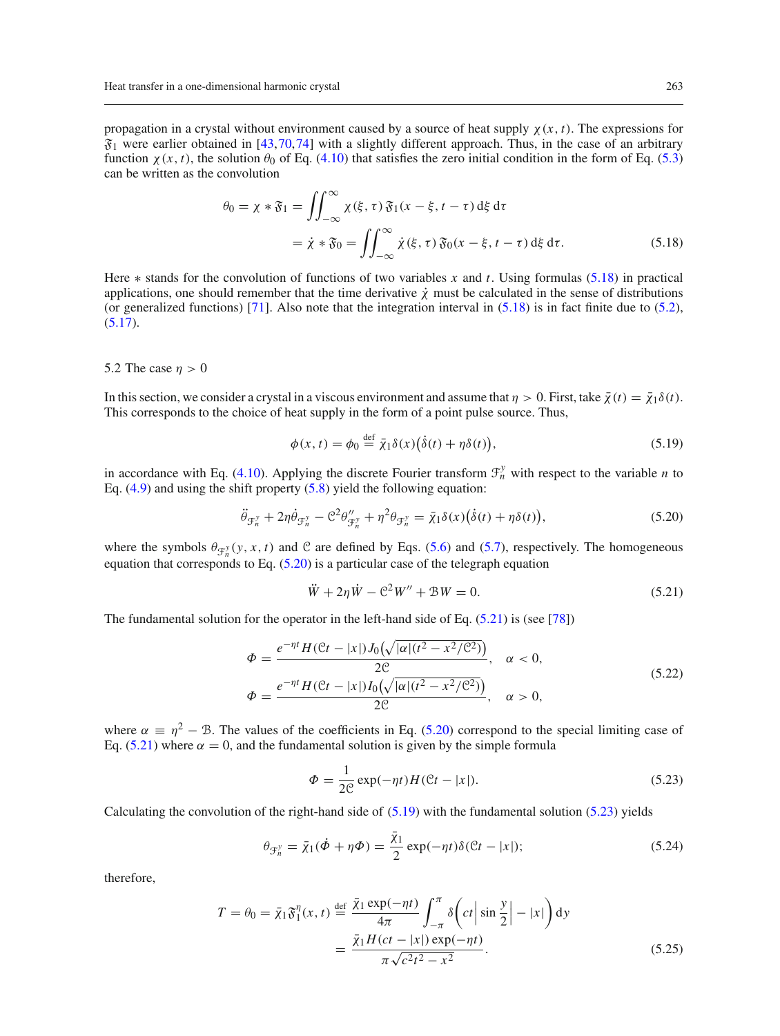propagation in a crystal without environment caused by a source of heat supply $\chi(x,t)$. The expressions for $\mathfrak{F}_1$ were earlier obtained in [43,70,74] with a slightly different approach. Thus, in the case of an arbitrary function $\chi(x,t)$, the solution $\theta_0$ of Eq. (4.10) that satisfies the zero initial condition in the form of Eq. (5.3) can be written as the convolution

$$
\begin{aligned}
\theta_0 = \chi * \mathfrak{F}_1 &= \iint_{-\infty}^{\infty} \chi(\xi,\tau)\, \mathfrak{F}_1(x-\xi, t-\tau)\, \mathrm{d}\xi\, \mathrm{d}\tau \\
&= \dot{\chi} * \mathfrak{F}_0 = \iint_{-\infty}^{\infty} \dot{\chi}(\xi,\tau)\, \mathfrak{F}_0(x-\xi, t-\tau)\, \mathrm{d}\xi\, \mathrm{d}\tau. 
\end{aligned} \tag{5.18}
$$

Here $*$ stands for the convolution of functions of two variables $x$ and $t$. Using formulas (5.18) in practical applications, one should remember that the time derivative $\dot{\chi}$ must be calculated in the sense of distributions (or generalized functions) [71]. Also note that the integration interval in (5.18) is in fact finite due to (5.2), (5.17).

### 5.2 The case $\eta > 0$

In this section, we consider a crystal in a viscous environment and assume that $\eta > 0$. First, take $\bar{\chi}(t) = \bar{\chi}_1 \delta(t)$. This corresponds to the choice of heat supply in the form of a point pulse source. Thus,

$$
\phi(x,t) = \phi_0 \overset{\text{def}}{=} \bar{\chi}_1 \delta(x)\big(\dot{\delta}(t) + \eta\delta(t)\big), \tag{5.19}
$$

in accordance with Eq. (4.10). Applying the discrete Fourier transform $\mathcal{F}_n^y$ with respect to the variable $n$ to Eq. (4.9) and using the shift property (5.8) yield the following equation:

$$
\ddot{\theta}_{\mathcal{F}_n^y} + 2\eta\dot{\theta}_{\mathcal{F}_n^y} - \mathcal{C}^2\theta''_{\mathcal{F}_n^y} + \eta^2\theta_{\mathcal{F}_n^y} = \bar{\chi}_1\delta(x)\big(\dot{\delta}(t) + \eta\delta(t)\big), \tag{5.20}
$$

where the symbols $\theta_{\mathcal{F}_n^y}(y,x,t)$ and $\mathcal{C}$ are defined by Eqs. (5.6) and (5.7), respectively. The homogeneous equation that corresponds to Eq. (5.20) is a particular case of the telegraph equation

$$
\ddot{W} + 2\eta\dot{W} - \mathcal{C}^2 W'' + \mathcal{B}W = 0. \tag{5.21}
$$

The fundamental solution for the operator in the left-hand side of Eq. (5.21) is (see [78])

$$
\begin{aligned}
\Phi &= \frac{e^{-\eta t} H(\mathcal{C}t - |x|) J_0\Big(\sqrt{|\alpha|(t^2 - x^2/\mathcal{C}^2)}\Big)}{2\mathcal{C}}, \quad \alpha < 0, \\
\Phi &= \frac{e^{-\eta t} H(\mathcal{C}t - |x|) I_0\Big(\sqrt{|\alpha|(t^2 - x^2/\mathcal{C}^2)}\Big)}{2\mathcal{C}}, \quad \alpha > 0,
\end{aligned} \tag{5.22}
$$

where $\alpha \equiv \eta^2 - \mathcal{B}$. The values of the coefficients in Eq. (5.20) correspond to the special limiting case of Eq. (5.21) where $\alpha = 0$, and the fundamental solution is given by the simple formula

$$
\Phi = \frac{1}{2\mathcal{C}} \exp(-\eta t) H(\mathcal{C}t - |x|). \tag{5.23}
$$

Calculating the convolution of the right-hand side of (5.19) with the fundamental solution (5.23) yields

$$
\theta_{\mathcal{F}_n^y} = \bar{\chi}_1(\dot{\Phi} + \eta\Phi) = \frac{\bar{\chi}_1}{2}\exp(-\eta t)\delta(\mathcal{C}t - |x|); \tag{5.24}
$$

therefore,

$$
\begin{aligned}
T = \theta_0 = \bar{\chi}_1 \mathfrak{F}_1^\eta(x,t) &\overset{\text{def}}{=} \frac{\bar{\chi}_1 \exp(-\eta t)}{4\pi} \int_{-\pi}^{\pi} \delta\left(ct\left|\sin\frac{y}{2}\right| - |x|\right) \mathrm{d}y \\
&= \frac{\bar{\chi}_1 H(ct - |x|)\exp(-\eta t)}{\pi\sqrt{c^2t^2 - x^2}}. 
\end{aligned} \tag{5.25}
$$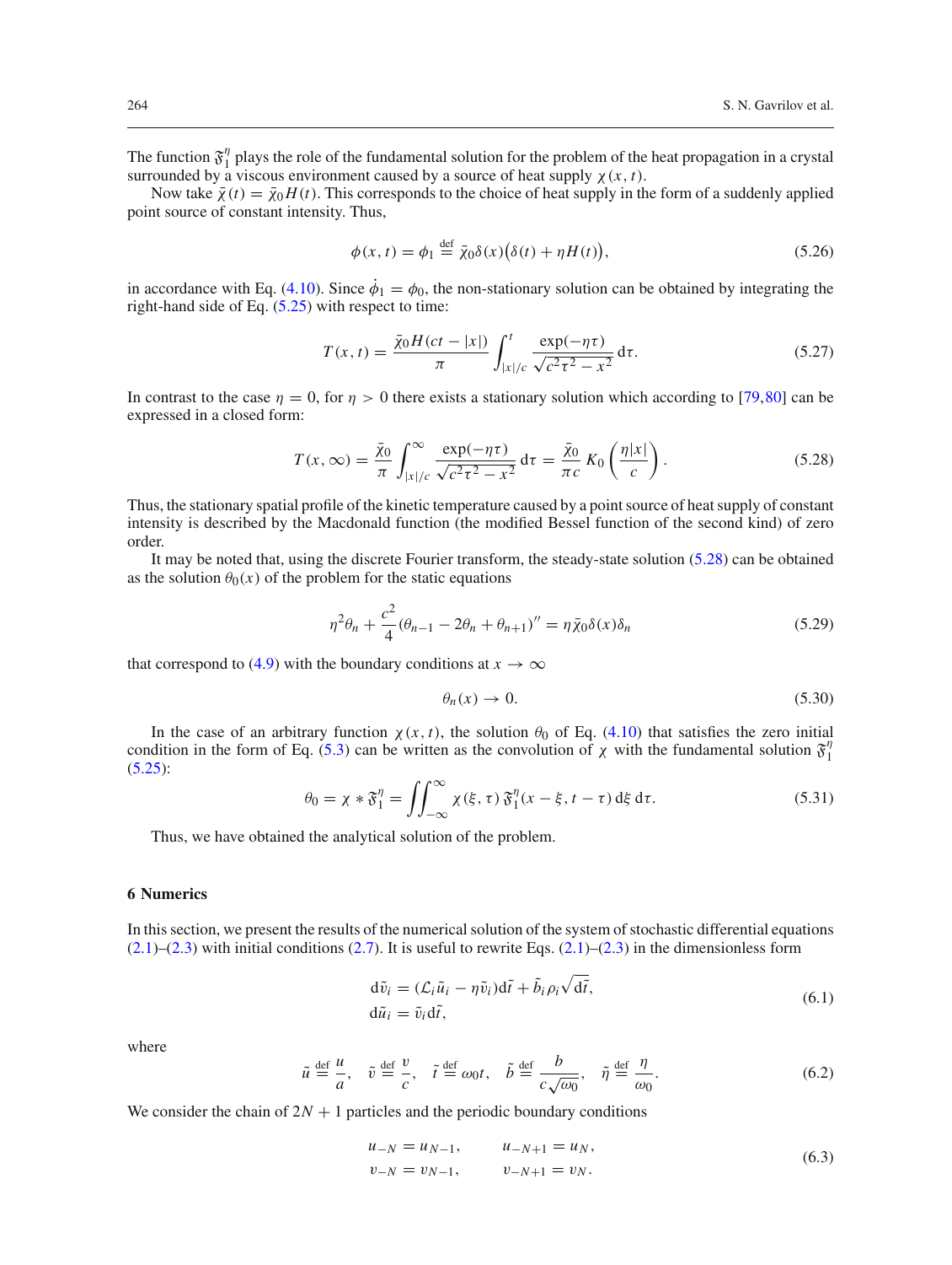The function $\mathfrak{F}_1^\eta$ plays the role of the fundamental solution for the problem of the heat propagation in a crystal surrounded by a viscous environment caused by a source of heat supply $\chi(x,t)$.

Now take $\bar{\chi}(t) = \bar{\chi}_0 H(t)$. This corresponds to the choice of heat supply in the form of a suddenly applied point source of constant intensity. Thus,

$$\phi(x,t) = \phi_1 \overset{\text{def}}{=} \bar{\chi}_0 \delta(x)\big(\delta(t) + \eta H(t)\big), \tag{5.26}$$

in accordance with Eq. (4.10). Since $\dot{\phi}_1 = \phi_0$, the non-stationary solution can be obtained by integrating the right-hand side of Eq. (5.25) with respect to time:

$$T(x,t) = \frac{\bar{\chi}_0 H(ct - |x|)}{\pi} \int_{|x|/c}^{t} \frac{\exp(-\eta\tau)}{\sqrt{c^2\tau^2 - x^2}}\,\mathrm{d}\tau. \tag{5.27}$$

In contrast to the case $\eta = 0$, for $\eta > 0$ there exists a stationary solution which according to [79,80] can be expressed in a closed form:

$$T(x,\infty) = \frac{\bar{\chi}_0}{\pi} \int_{|x|/c}^{\infty} \frac{\exp(-\eta\tau)}{\sqrt{c^2\tau^2 - x^2}}\,\mathrm{d}\tau = \frac{\bar{\chi}_0}{\pi c} K_0\left(\frac{\eta|x|}{c}\right). \tag{5.28}$$

Thus, the stationary spatial profile of the kinetic temperature caused by a point source of heat supply of constant intensity is described by the Macdonald function (the modified Bessel function of the second kind) of zero order.

It may be noted that, using the discrete Fourier transform, the steady-state solution (5.28) can be obtained as the solution $\theta_0(x)$ of the problem for the static equations

$$\eta^2\theta_n + \frac{c^2}{4}(\theta_{n-1} - 2\theta_n + \theta_{n+1})'' = \eta\bar{\chi}_0\delta(x)\delta_n \tag{5.29}$$

that correspond to (4.9) with the boundary conditions at $x \to \infty$

$$\theta_n(x) \to 0. \tag{5.30}$$

In the case of an arbitrary function $\chi(x,t)$, the solution $\theta_0$ of Eq. (4.10) that satisfies the zero initial condition in the form of Eq. (5.3) can be written as the convolution of $\chi$ with the fundamental solution $\mathfrak{F}_1^\eta$ (5.25):

$$\theta_0 = \chi * \mathfrak{F}_1^\eta = \iint_{-\infty}^{\infty} \chi(\xi,\tau)\,\mathfrak{F}_1^\eta(x-\xi, t-\tau)\,\mathrm{d}\xi\,\mathrm{d}\tau. \tag{5.31}$$

Thus, we have obtained the analytical solution of the problem.

## 6 Numerics

In this section, we present the results of the numerical solution of the system of stochastic differential equations (2.1)–(2.3) with initial conditions (2.7). It is useful to rewrite Eqs. (2.1)–(2.3) in the dimensionless form

$$\begin{aligned} \mathrm{d}\tilde{v}_i &= (\mathcal{L}_i\tilde{u}_i - \eta\tilde{v}_i)\mathrm{d}\tilde{t} + \tilde{b}_i\rho_i\sqrt{\mathrm{d}\tilde{t}},\\ \mathrm{d}\tilde{u}_i &= \tilde{v}_i\mathrm{d}\tilde{t}, \end{aligned} \tag{6.1}$$

where

$$\tilde{u} \overset{\text{def}}{=} \frac{u}{a}, \quad \tilde{v} \overset{\text{def}}{=} \frac{v}{c}, \quad \tilde{t} \overset{\text{def}}{=} \omega_0 t, \quad \tilde{b} \overset{\text{def}}{=} \frac{b}{c\sqrt{\omega_0}}, \quad \tilde{\eta} \overset{\text{def}}{=} \frac{\eta}{\omega_0}. \tag{6.2}$$

We consider the chain of $2N + 1$ particles and the periodic boundary conditions

$$\begin{aligned} u_{-N} &= u_{N-1}, \qquad & u_{-N+1} &= u_N,\\ v_{-N} &= v_{N-1}, \qquad & v_{-N+1} &= v_N. \end{aligned} \tag{6.3}$$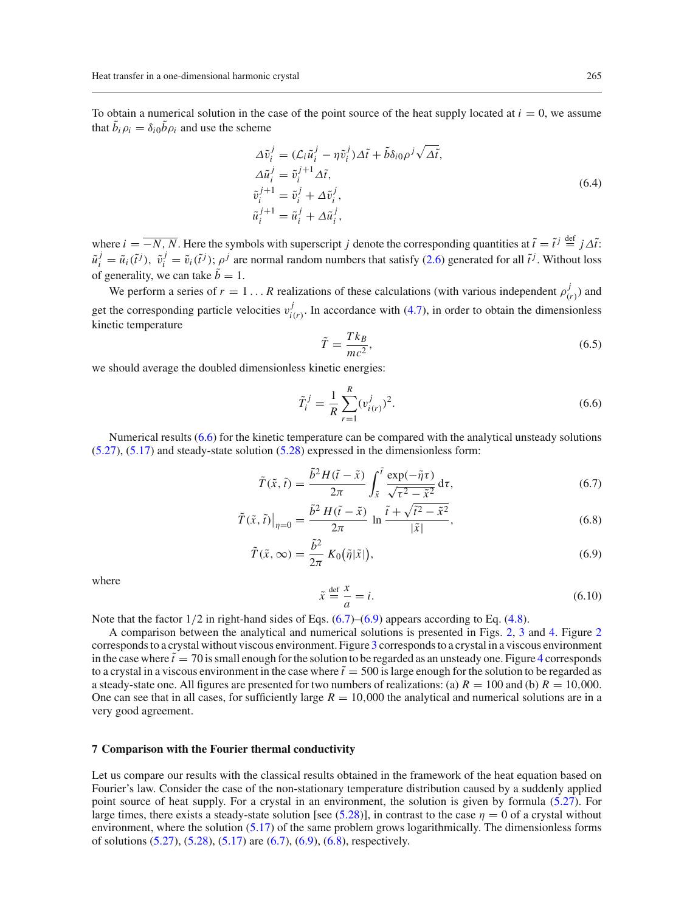To obtain a numerical solution in the case of the point source of the heat supply located at $i = 0$, we assume that $\tilde{b}_i \rho_i = \delta_{i0} \tilde{b} \rho_i$ and use the scheme

$$
\begin{aligned}
\Delta \tilde{v}_i^j &= (\mathcal{L}_i \tilde{u}_i^j - \eta \tilde{v}_i^j) \Delta \tilde{t} + \tilde{b} \delta_{i0} \rho^j \sqrt{\Delta \tilde{t}}, \\
\Delta \tilde{u}_i^j &= \tilde{v}_i^{j+1} \Delta \tilde{t}, \\
\tilde{v}_i^{j+1} &= \tilde{v}_i^j + \Delta \tilde{v}_i^j, \\
\tilde{u}_i^{j+1} &= \tilde{u}_i^j + \Delta \tilde{u}_i^j,
\end{aligned}
\tag{6.4}
$$

where $i = \overline{-N, N}$. Here the symbols with superscript $j$ denote the corresponding quantities at $\tilde{t} = \tilde{t}^j \overset{\text{def}}{=} j \Delta \tilde{t}$: $\tilde{u}_i^j = \tilde{u}_i(\tilde{t}^j)$, $\tilde{v}_i^j = \tilde{v}_i(\tilde{t}^j)$; $\rho^j$ are normal random numbers that satisfy (2.6) generated for all $\tilde{t}^j$. Without loss of generality, we can take $\tilde{b} = 1$.

We perform a series of $r = 1 \ldots R$ realizations of these calculations (with various independent $\rho_{(r)}^j$) and get the corresponding particle velocities $v_{i(r)}^j$. In accordance with (4.7), in order to obtain the dimensionless kinetic temperature

$$
\tilde{T} = \frac{T k_B}{m c^2},
\tag{6.5}
$$

we should average the doubled dimensionless kinetic energies:

$$
\tilde{T}_i^j = \frac{1}{R} \sum_{r=1}^{R} (v_{i(r)}^j)^2.
\tag{6.6}
$$

Numerical results (6.6) for the kinetic temperature can be compared with the analytical unsteady solutions (5.27), (5.17) and steady-state solution (5.28) expressed in the dimensionless form:

$$
\tilde{T}(\tilde{x}, \tilde{t}) = \frac{\tilde{b}^2 H(\tilde{t} - \tilde{x})}{2\pi} \int_{\tilde{x}}^{\tilde{t}} \frac{\exp(-\tilde{\eta}\tau)}{\sqrt{\tau^2 - \tilde{x}^2}} \, \mathrm{d}\tau,
\tag{6.7}
$$

$$
\tilde{T}(\tilde{x}, \tilde{t})\big|_{\eta=0} = \frac{\tilde{b}^2 H(\tilde{t} - \tilde{x})}{2\pi} \ln \frac{\tilde{t} + \sqrt{\tilde{t}^2 - \tilde{x}^2}}{|\tilde{x}|},
\tag{6.8}
$$

$$
\tilde{T}(\tilde{x}, \infty) = \frac{\tilde{b}^2}{2\pi} K_0\big(\tilde{\eta}|\tilde{x}|\big),
\tag{6.9}
$$

where

$$
\tilde{x} \overset{\text{def}}{=} \frac{x}{a} = i.
\tag{6.10}
$$

Note that the factor $1/2$ in right-hand sides of Eqs. (6.7)–(6.9) appears according to Eq. (4.8).

A comparison between the analytical and numerical solutions is presented in Figs. 2, 3 and 4. Figure 2 corresponds to a crystal without viscous environment. Figure 3 corresponds to a crystal in a viscous environment in the case where $\tilde{t} = 70$ is small enough for the solution to be regarded as an unsteady one. Figure 4 corresponds to a crystal in a viscous environment in the case where $\tilde{t} = 500$ is large enough for the solution to be regarded as a steady-state one. All figures are presented for two numbers of realizations: (a) $R = 100$ and (b) $R = 10{,}000$. One can see that in all cases, for sufficiently large $R = 10{,}000$ the analytical and numerical solutions are in a very good agreement.

## 7 Comparison with the Fourier thermal conductivity

Let us compare our results with the classical results obtained in the framework of the heat equation based on Fourier's law. Consider the case of the non-stationary temperature distribution caused by a suddenly applied point source of heat supply. For a crystal in an environment, the solution is given by formula (5.27). For large times, there exists a steady-state solution [see (5.28)], in contrast to the case $\eta = 0$ of a crystal without environment, where the solution (5.17) of the same problem grows logarithmically. The dimensionless forms of solutions (5.27), (5.28), (5.17) are (6.7), (6.9), (6.8), respectively.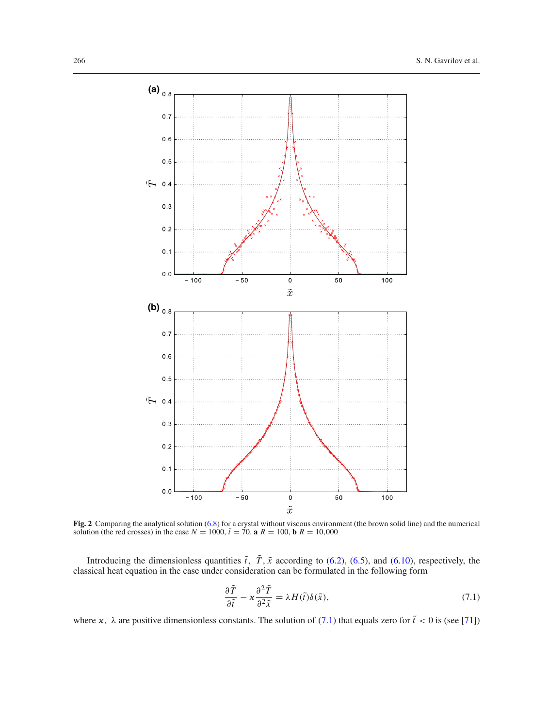**Fig. 2** Comparing the analytical solution (6.8) for a crystal without viscous environment (the brown solid line) and the numerical solution (the red crosses) in the case $N = 1000$, $\tilde{t} = 70$. **a** $R = 100$, **b** $R = 10{,}000$

Introducing the dimensionless quantities $\tilde{t}$, $\tilde{T}$, $\tilde{x}$ according to (6.2), (6.5), and (6.10), respectively, the classical heat equation in the case under consideration can be formulated in the following form

$$\frac{\partial \tilde{T}}{\partial \tilde{t}} - \varkappa \frac{\partial^2 \tilde{T}}{\partial^2 \tilde{x}} = \lambda H(\tilde{t})\delta(\tilde{x}), \tag{7.1}$$

where $\varkappa$, $\lambda$ are positive dimensionless constants. The solution of (7.1) that equals zero for $\tilde{t} < 0$ is (see [71])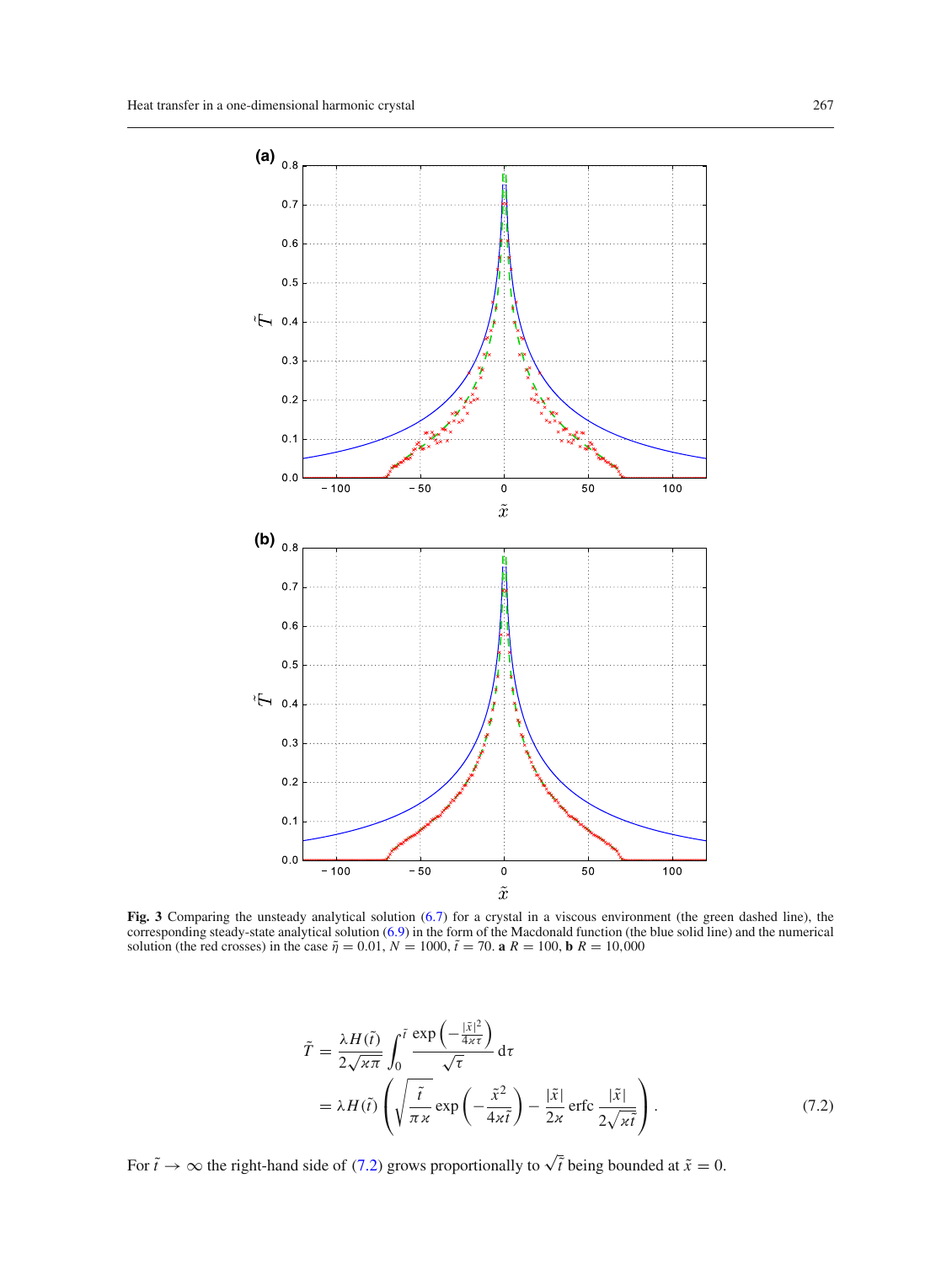**Fig. 3** Comparing the unsteady analytical solution (6.7) for a crystal in a viscous environment (the green dashed line), the corresponding steady-state analytical solution (6.9) in the form of the Macdonald function (the blue solid line) and the numerical solution (the red crosses) in the case $\tilde{\eta} = 0.01$, $N = 1000$, $\tilde{t} = 70$. **a** $R = 100$, **b** $R = 10{,}000$

$$
\begin{aligned}
\tilde{T} &= \frac{\lambda H(\tilde{t})}{2\sqrt{\varkappa\pi}} \int_0^{\tilde{t}} \frac{\exp\left(-\frac{|\tilde{x}|^2}{4\varkappa\tau}\right)}{\sqrt{\tau}}\,\mathrm{d}\tau \\
&= \lambda H(\tilde{t}) \left( \sqrt{\frac{\tilde{t}}{\pi\varkappa}} \exp\left(-\frac{\tilde{x}^2}{4\varkappa\tilde{t}}\right) - \frac{|\tilde{x}|}{2\varkappa} \operatorname{erfc} \frac{|\tilde{x}|}{2\sqrt{\varkappa\tilde{t}}} \right).
\end{aligned} \tag{7.2}
$$

For $\tilde{t} \to \infty$ the right-hand side of (7.2) grows proportionally to $\sqrt{\tilde{t}}$ being bounded at $\tilde{x} = 0$.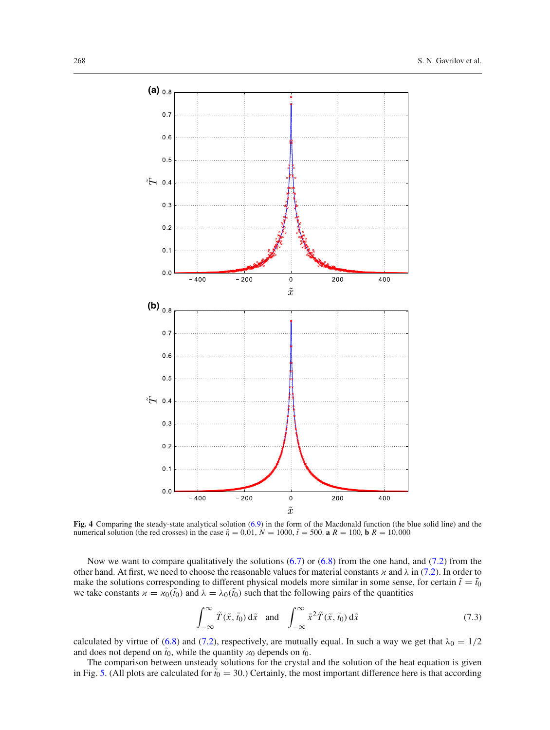**Fig. 4** Comparing the steady-state analytical solution (6.9) in the form of the Macdonald function (the blue solid line) and the numerical solution (the red crosses) in the case $\tilde{\eta} = 0.01$, $N = 1000$, $\tilde{t} = 500$. **a** $R = 100$, **b** $R = 10{,}000$

Now we want to compare qualitatively the solutions (6.7) or (6.8) from the one hand, and (7.2) from the other hand. At first, we need to choose the reasonable values for material constants $\varkappa$ and $\lambda$ in (7.2). In order to make the solutions corresponding to different physical models more similar in some sense, for certain $\tilde{t} = \tilde{t}_0$ we take constants $\varkappa = \varkappa_0(\tilde{t}_0)$ and $\lambda = \lambda_0(\tilde{t}_0)$ such that the following pairs of the quantities

$$\int_{-\infty}^{\infty} \tilde{T}(\tilde{x}, \tilde{t}_0)\, \mathrm{d}\tilde{x} \quad \text{and} \quad \int_{-\infty}^{\infty} \tilde{x}^2 \tilde{T}(\tilde{x}, \tilde{t}_0)\, \mathrm{d}\tilde{x} \tag{7.3}$$

calculated by virtue of (6.8) and (7.2), respectively, are mutually equal. In such a way we get that $\lambda_0 = 1/2$ and does not depend on $\tilde{t}_0$, while the quantity $\varkappa_0$ depends on $\tilde{t}_0$.

The comparison between unsteady solutions for the crystal and the solution of the heat equation is given in Fig. 5. (All plots are calculated for $\tilde{t}_0 = 30$.) Certainly, the most important difference here is that according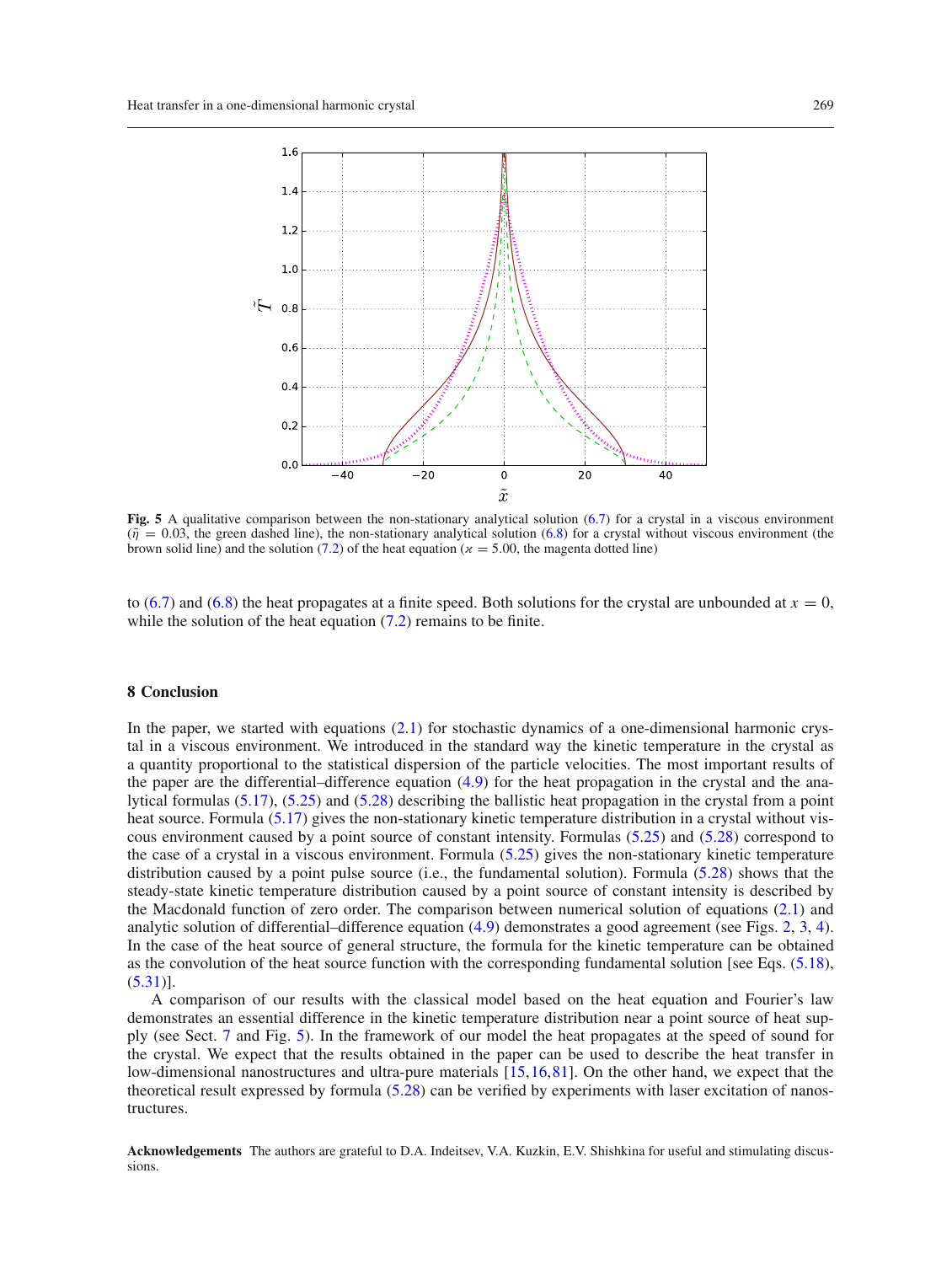**Fig. 5** A qualitative comparison between the non-stationary analytical solution (6.7) for a crystal in a viscous environment ($\tilde{\eta} = 0.03$, the green dashed line), the non-stationary analytical solution (6.8) for a crystal without viscous environment (the brown solid line) and the solution (7.2) of the heat equation ($\varkappa = 5.00$, the magenta dotted line)

to (6.7) and (6.8) the heat propagates at a finite speed. Both solutions for the crystal are unbounded at $x = 0$, while the solution of the heat equation (7.2) remains to be finite.

## 8 Conclusion

In the paper, we started with equations (2.1) for stochastic dynamics of a one-dimensional harmonic crystal in a viscous environment. We introduced in the standard way the kinetic temperature in the crystal as a quantity proportional to the statistical dispersion of the particle velocities. The most important results of the paper are the differential–difference equation (4.9) for the heat propagation in the crystal and the analytical formulas (5.17), (5.25) and (5.28) describing the ballistic heat propagation in the crystal from a point heat source. Formula (5.17) gives the non-stationary kinetic temperature distribution in a crystal without viscous environment caused by a point source of constant intensity. Formulas (5.25) and (5.28) correspond to the case of a crystal in a viscous environment. Formula (5.25) gives the non-stationary kinetic temperature distribution caused by a point pulse source (i.e., the fundamental solution). Formula (5.28) shows that the steady-state kinetic temperature distribution caused by a point source of constant intensity is described by the Macdonald function of zero order. The comparison between numerical solution of equations (2.1) and analytic solution of differential–difference equation (4.9) demonstrates a good agreement (see Figs. 2, 3, 4). In the case of the heat source of general structure, the formula for the kinetic temperature can be obtained as the convolution of the heat source function with the corresponding fundamental solution [see Eqs. (5.18), (5.31)].

A comparison of our results with the classical model based on the heat equation and Fourier's law demonstrates an essential difference in the kinetic temperature distribution near a point source of heat supply (see Sect. 7 and Fig. 5). In the framework of our model the heat propagates at the speed of sound for the crystal. We expect that the results obtained in the paper can be used to describe the heat transfer in low-dimensional nanostructures and ultra-pure materials [15,16,81]. On the other hand, we expect that the theoretical result expressed by formula (5.28) can be verified by experiments with laser excitation of nanostructures.

**Acknowledgements** The authors are grateful to D.A. Indeitsev, V.A. Kuzkin, E.V. Shishkina for useful and stimulating discussions.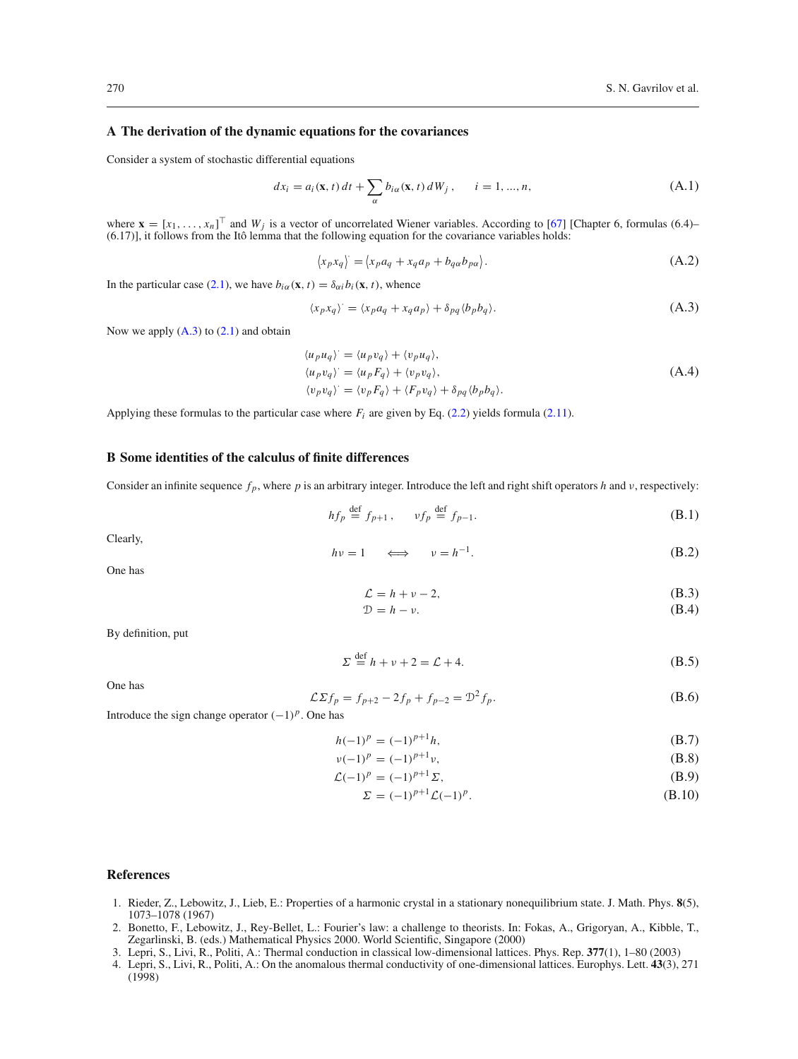## A The derivation of the dynamic equations for the covariances

Consider a system of stochastic differential equations

$$dx_i = a_i(\mathbf{x}, t)\, dt + \sum_\alpha b_{i\alpha}(\mathbf{x}, t)\, dW_j\,, \qquad i = 1, ..., n, \tag{A.1}$$

where $\mathbf{x} = [x_1, \ldots, x_n]^\top$ and $W_j$ is a vector of uncorrelated Wiener variables. According to [67] [Chapter 6, formulas (6.4)–(6.17)], it follows from the Itô lemma that the following equation for the covariance variables holds:

$$\langle x_p x_q \rangle^{\cdot} = \langle x_p a_q + x_q a_p + b_{q\alpha} b_{p\alpha} \rangle. \tag{A.2}$$

In the particular case (2.1), we have $b_{i\alpha}(\mathbf{x}, t) = \delta_{\alpha i} b_i(\mathbf{x}, t)$, whence

$$\langle x_p x_q \rangle^{\cdot} = \langle x_p a_q + x_q a_p \rangle + \delta_{pq} \langle b_p b_q \rangle. \tag{A.3}$$

Now we apply (A.3) to (2.1) and obtain

$$\begin{aligned}
\langle u_p u_q \rangle^{\cdot} &= \langle u_p v_q \rangle + \langle v_p u_q \rangle, \\
\langle u_p v_q \rangle^{\cdot} &= \langle u_p F_q \rangle + \langle v_p v_q \rangle, \\
\langle v_p v_q \rangle^{\cdot} &= \langle v_p F_q \rangle + \langle F_p v_q \rangle + \delta_{pq} \langle b_p b_q \rangle.
\end{aligned} \tag{A.4}$$

Applying these formulas to the particular case where $F_i$ are given by Eq. (2.2) yields formula (2.11).

## B Some identities of the calculus of finite differences

Consider an infinite sequence $f_p$, where $p$ is an arbitrary integer. Introduce the left and right shift operators $h$ and $\nu$, respectively:

$$h f_p \overset{\text{def}}{=} f_{p+1}\,, \qquad \nu f_p \overset{\text{def}}{=} f_{p-1}. \tag{B.1}$$

Clearly,

$$h\nu = 1 \qquad \Longleftrightarrow \qquad \nu = h^{-1}. \tag{B.2}$$

One has

$$\mathcal{L} = h + \nu - 2, \tag{B.3}$$

$$\mathcal{D} = h - \nu. \tag{B.4}$$

By definition, put

$$\Sigma \overset{\text{def}}{=} h + \nu + 2 = \mathcal{L} + 4. \tag{B.5}$$

One has

$$\mathcal{L}\Sigma f_p = f_{p+2} - 2 f_p + f_{p-2} = \mathcal{D}^2 f_p. \tag{B.6}$$

Introduce the sign change operator $(-1)^p$. One has

$$h(-1)^p = (-1)^{p+1} h, \tag{B.7}$$

$$\nu(-1)^p = (-1)^{p+1} \nu, \tag{B.8}$$

$$\mathcal{L}(-1)^p = (-1)^{p+1} \Sigma, \tag{B.9}$$

$$\Sigma = (-1)^{p+1} \mathcal{L} (-1)^p. \tag{B.10}$$

## References

1. Rieder, Z., Lebowitz, J., Lieb, E.: Properties of a harmonic crystal in a stationary nonequilibrium state. J. Math. Phys. **8**(5), 1073–1078 (1967)
2. Bonetto, F., Lebowitz, J., Rey-Bellet, L.: Fourier's law: a challenge to theorists. In: Fokas, A., Grigoryan, A., Kibble, T., Zegarlinski, B. (eds.) Mathematical Physics 2000. World Scientific, Singapore (2000)
3. Lepri, S., Livi, R., Politi, A.: Thermal conduction in classical low-dimensional lattices. Phys. Rep. **377**(1), 1–80 (2003)
4. Lepri, S., Livi, R., Politi, A.: On the anomalous thermal conductivity of one-dimensional lattices. Europhys. Lett. **43**(3), 271 (1998)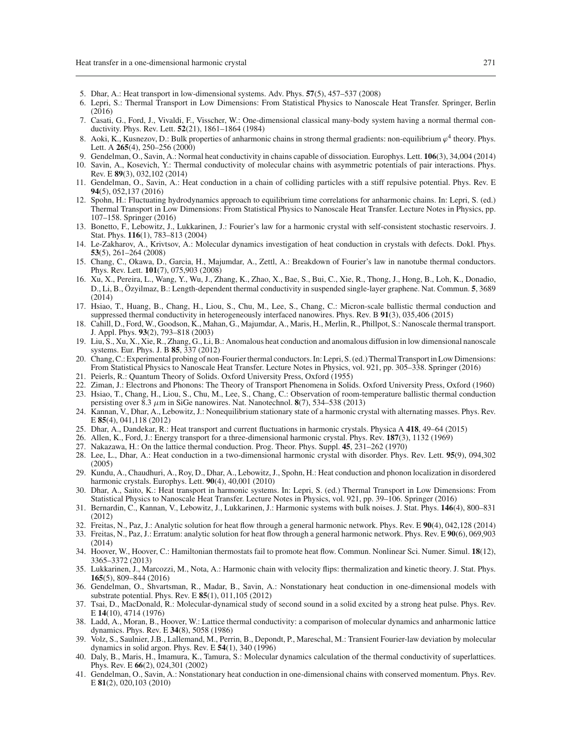5. Dhar, A.: Heat transport in low-dimensional systems. Adv. Phys. **57**(5), 457–537 (2008)
6. Lepri, S.: Thermal Transport in Low Dimensions: From Statistical Physics to Nanoscale Heat Transfer. Springer, Berlin (2016)
7. Casati, G., Ford, J., Vivaldi, F., Visscher, W.: One-dimensional classical many-body system having a normal thermal conductivity. Phys. Rev. Lett. **52**(21), 1861–1864 (1984)
8. Aoki, K., Kusnezov, D.: Bulk properties of anharmonic chains in strong thermal gradients: non-equilibrium $\varphi^4$ theory. Phys. Lett. A **265**(4), 250–256 (2000)
9. Gendelman, O., Savin, A.: Normal heat conductivity in chains capable of dissociation. Europhys. Lett. **106**(3), 34,004 (2014)
10. Savin, A., Kosevich, Y.: Thermal conductivity of molecular chains with asymmetric potentials of pair interactions. Phys. Rev. E **89**(3), 032,102 (2014)
11. Gendelman, O., Savin, A.: Heat conduction in a chain of colliding particles with a stiff repulsive potential. Phys. Rev. E **94**(5), 052,137 (2016)
12. Spohn, H.: Fluctuating hydrodynamics approach to equilibrium time correlations for anharmonic chains. In: Lepri, S. (ed.) Thermal Transport in Low Dimensions: From Statistical Physics to Nanoscale Heat Transfer. Lecture Notes in Physics, pp. 107–158. Springer (2016)
13. Bonetto, F., Lebowitz, J., Lukkarinen, J.: Fourier's law for a harmonic crystal with self-consistent stochastic reservoirs. J. Stat. Phys. **116**(1), 783–813 (2004)
14. Le-Zakharov, A., Krivtsov, A.: Molecular dynamics investigation of heat conduction in crystals with defects. Dokl. Phys. **53**(5), 261–264 (2008)
15. Chang, C., Okawa, D., Garcia, H., Majumdar, A., Zettl, A.: Breakdown of Fourier's law in nanotube thermal conductors. Phys. Rev. Lett. **101**(7), 075,903 (2008)
16. Xu, X., Pereira, L., Wang, Y., Wu, J., Zhang, K., Zhao, X., Bae, S., Bui, C., Xie, R., Thong, J., Hong, B., Loh, K., Donadio, D., Li, B., Özyilmaz, B.: Length-dependent thermal conductivity in suspended single-layer graphene. Nat. Commun. **5**, 3689 (2014)
17. Hsiao, T., Huang, B., Chang, H., Liou, S., Chu, M., Lee, S., Chang, C.: Micron-scale ballistic thermal conduction and suppressed thermal conductivity in heterogeneously interfaced nanowires. Phys. Rev. B **91**(3), 035,406 (2015)
18. Cahill, D., Ford, W., Goodson, K., Mahan, G., Majumdar, A., Maris, H., Merlin, R., Phillpot, S.: Nanoscale thermal transport. J. Appl. Phys. **93**(2), 793–818 (2003)
19. Liu, S., Xu, X., Xie, R., Zhang, G., Li, B.: Anomalous heat conduction and anomalous diffusion in low dimensional nanoscale systems. Eur. Phys. J. B **85**, 337 (2012)
20. Chang, C.: Experimental probing of non-Fourier thermal conductors. In: Lepri, S. (ed.) Thermal Transport in Low Dimensions: From Statistical Physics to Nanoscale Heat Transfer. Lecture Notes in Physics, vol. 921, pp. 305–338. Springer (2016)
21. Peierls, R.: Quantum Theory of Solids. Oxford University Press, Oxford (1955)
22. Ziman, J.: Electrons and Phonons: The Theory of Transport Phenomena in Solids. Oxford University Press, Oxford (1960)
23. Hsiao, T., Chang, H., Liou, S., Chu, M., Lee, S., Chang, C.: Observation of room-temperature ballistic thermal conduction persisting over 8.3 $\mu$m in SiGe nanowires. Nat. Nanotechnol. **8**(7), 534–538 (2013)
24. Kannan, V., Dhar, A., Lebowitz, J.: Nonequilibrium stationary state of a harmonic crystal with alternating masses. Phys. Rev. E **85**(4), 041,118 (2012)
25. Dhar, A., Dandekar, R.: Heat transport and current fluctuations in harmonic crystals. Physica A **418**, 49–64 (2015)
26. Allen, K., Ford, J.: Energy transport for a three-dimensional harmonic crystal. Phys. Rev. **187**(3), 1132 (1969)
27. Nakazawa, H.: On the lattice thermal conduction. Prog. Theor. Phys. Suppl. **45**, 231–262 (1970)
28. Lee, L., Dhar, A.: Heat conduction in a two-dimensional harmonic crystal with disorder. Phys. Rev. Lett. **95**(9), 094,302 (2005)
29. Kundu, A., Chaudhuri, A., Roy, D., Dhar, A., Lebowitz, J., Spohn, H.: Heat conduction and phonon localization in disordered harmonic crystals. Europhys. Lett. **90**(4), 40,001 (2010)
30. Dhar, A., Saito, K.: Heat transport in harmonic systems. In: Lepri, S. (ed.) Thermal Transport in Low Dimensions: From Statistical Physics to Nanoscale Heat Transfer. Lecture Notes in Physics, vol. 921, pp. 39–106. Springer (2016)
31. Bernardin, C., Kannan, V., Lebowitz, J., Lukkarinen, J.: Harmonic systems with bulk noises. J. Stat. Phys. **146**(4), 800–831 (2012)
32. Freitas, N., Paz, J.: Analytic solution for heat flow through a general harmonic network. Phys. Rev. E **90**(4), 042,128 (2014)
33. Freitas, N., Paz, J.: Erratum: analytic solution for heat flow through a general harmonic network. Phys. Rev. E **90**(6), 069,903 (2014)
34. Hoover, W., Hoover, C.: Hamiltonian thermostats fail to promote heat flow. Commun. Nonlinear Sci. Numer. Simul. **18**(12), 3365–3372 (2013)
35. Lukkarinen, J., Marcozzi, M., Nota, A.: Harmonic chain with velocity flips: thermalization and kinetic theory. J. Stat. Phys. **165**(5), 809–844 (2016)
36. Gendelman, O., Shvartsman, R., Madar, B., Savin, A.: Nonstationary heat conduction in one-dimensional models with substrate potential. Phys. Rev. E **85**(1), 011,105 (2012)
37. Tsai, D., MacDonald, R.: Molecular-dynamical study of second sound in a solid excited by a strong heat pulse. Phys. Rev. E **14**(10), 4714 (1976)
38. Ladd, A., Moran, B., Hoover, W.: Lattice thermal conductivity: a comparison of molecular dynamics and anharmonic lattice dynamics. Phys. Rev. E **34**(8), 5058 (1986)
39. Volz, S., Saulnier, J.B., Lallemand, M., Perrin, B., Depondt, P., Mareschal, M.: Transient Fourier-law deviation by molecular dynamics in solid argon. Phys. Rev. E **54**(1), 340 (1996)
40. Daly, B., Maris, H., Imamura, K., Tamura, S.: Molecular dynamics calculation of the thermal conductivity of superlattices. Phys. Rev. E **66**(2), 024,301 (2002)
41. Gendelman, O., Savin, A.: Nonstationary heat conduction in one-dimensional chains with conserved momentum. Phys. Rev. E **81**(2), 020,103 (2010)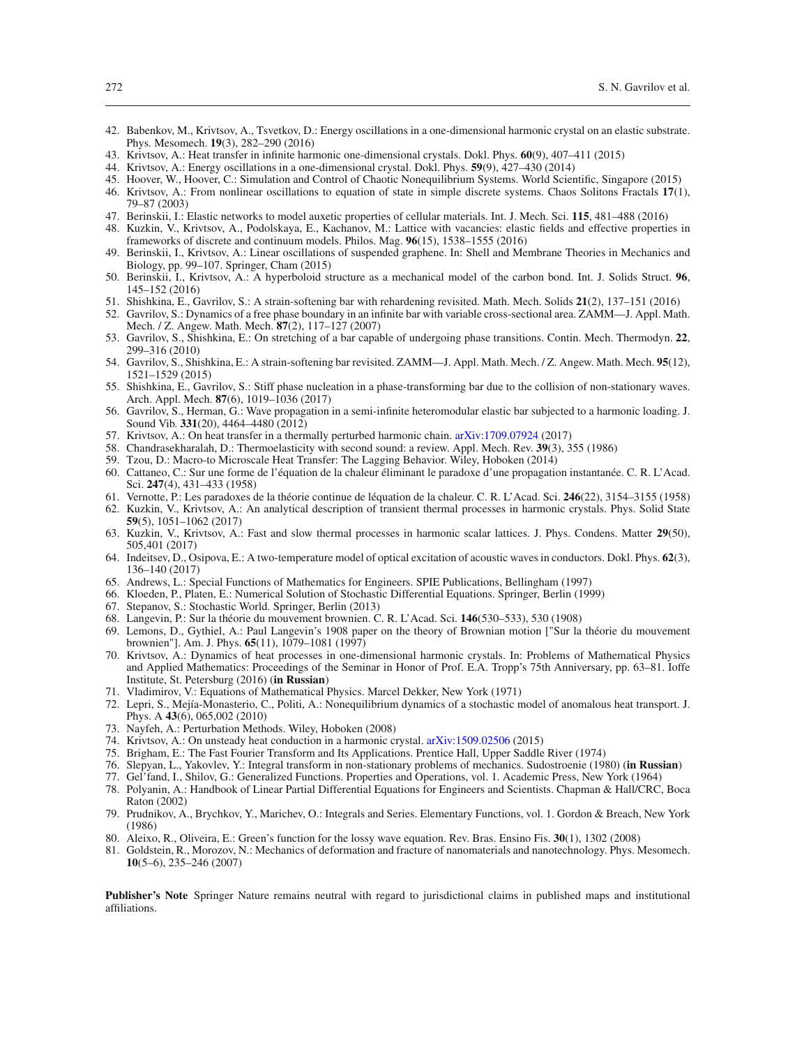42. Babenkov, M., Krivtsov, A., Tsvetkov, D.: Energy oscillations in a one-dimensional harmonic crystal on an elastic substrate. Phys. Mesomech. **19**(3), 282–290 (2016)
43. Krivtsov, A.: Heat transfer in infinite harmonic one-dimensional crystals. Dokl. Phys. **60**(9), 407–411 (2015)
44. Krivtsov, A.: Energy oscillations in a one-dimensional crystal. Dokl. Phys. **59**(9), 427–430 (2014)
45. Hoover, W., Hoover, C.: Simulation and Control of Chaotic Nonequilibrium Systems. World Scientific, Singapore (2015)
46. Krivtsov, A.: From nonlinear oscillations to equation of state in simple discrete systems. Chaos Solitons Fractals **17**(1), 79–87 (2003)
47. Berinskii, I.: Elastic networks to model auxetic properties of cellular materials. Int. J. Mech. Sci. **115**, 481–488 (2016)
48. Kuzkin, V., Krivtsov, A., Podolskaya, E., Kachanov, M.: Lattice with vacancies: elastic fields and effective properties in frameworks of discrete and continuum models. Philos. Mag. **96**(15), 1538–1555 (2016)
49. Berinskii, I., Krivtsov, A.: Linear oscillations of suspended graphene. In: Shell and Membrane Theories in Mechanics and Biology, pp. 99–107. Springer, Cham (2015)
50. Berinskii, I., Krivtsov, A.: A hyperboloid structure as a mechanical model of the carbon bond. Int. J. Solids Struct. **96**, 145–152 (2016)
51. Shishkina, E., Gavrilov, S.: A strain-softening bar with rehardening revisited. Math. Mech. Solids **21**(2), 137–151 (2016)
52. Gavrilov, S.: Dynamics of a free phase boundary in an infinite bar with variable cross-sectional area. ZAMM—J. Appl. Math. Mech. / Z. Angew. Math. Mech. **87**(2), 117–127 (2007)
53. Gavrilov, S., Shishkina, E.: On stretching of a bar capable of undergoing phase transitions. Contin. Mech. Thermodyn. **22**, 299–316 (2010)
54. Gavrilov, S., Shishkina, E.: A strain-softening bar revisited. ZAMM—J. Appl. Math. Mech. / Z. Angew. Math. Mech. **95**(12), 1521–1529 (2015)
55. Shishkina, E., Gavrilov, S.: Stiff phase nucleation in a phase-transforming bar due to the collision of non-stationary waves. Arch. Appl. Mech. **87**(6), 1019–1036 (2017)
56. Gavrilov, S., Herman, G.: Wave propagation in a semi-infinite heteromodular elastic bar subjected to a harmonic loading. J. Sound Vib. **331**(20), 4464–4480 (2012)
57. Krivtsov, A.: On heat transfer in a thermally perturbed harmonic chain. arXiv:1709.07924 (2017)
58. Chandrasekharalah, D.: Thermoelasticity with second sound: a review. Appl. Mech. Rev. **39**(3), 355 (1986)
59. Tzou, D.: Macro-to Microscale Heat Transfer: The Lagging Behavior. Wiley, Hoboken (2014)
60. Cattaneo, C.: Sur une forme de l'équation de la chaleur éliminant le paradoxe d'une propagation instantanée. C. R. L'Acad. Sci. **247**(4), 431–433 (1958)
61. Vernotte, P.: Les paradoxes de la théorie continue de léquation de la chaleur. C. R. L'Acad. Sci. **246**(22), 3154–3155 (1958)
62. Kuzkin, V., Krivtsov, A.: An analytical description of transient thermal processes in harmonic crystals. Phys. Solid State **59**(5), 1051–1062 (2017)
63. Kuzkin, V., Krivtsov, A.: Fast and slow thermal processes in harmonic scalar lattices. J. Phys. Condens. Matter **29**(50), 505,401 (2017)
64. Indeitsev, D., Osipova, E.: A two-temperature model of optical excitation of acoustic waves in conductors. Dokl. Phys. **62**(3), 136–140 (2017)
65. Andrews, L.: Special Functions of Mathematics for Engineers. SPIE Publications, Bellingham (1997)
66. Kloeden, P., Platen, E.: Numerical Solution of Stochastic Differential Equations. Springer, Berlin (1999)
67. Stepanov, S.: Stochastic World. Springer, Berlin (2013)
68. Langevin, P.: Sur la théorie du mouvement brownien. C. R. L'Acad. Sci. **146**(530–533), 530 (1908)
69. Lemons, D., Gythiel, A.: Paul Langevin's 1908 paper on the theory of Brownian motion ["Sur la théorie du mouvement brownien"]. Am. J. Phys. **65**(11), 1079–1081 (1997)
70. Krivtsov, A.: Dynamics of heat processes in one-dimensional harmonic crystals. In: Problems of Mathematical Physics and Applied Mathematics: Proceedings of the Seminar in Honor of Prof. E.A. Tropp's 75th Anniversary, pp. 63–81. Ioffe Institute, St. Petersburg (2016) (**in Russian**)
71. Vladimirov, V.: Equations of Mathematical Physics. Marcel Dekker, New York (1971)
72. Lepri, S., Mejía-Monasterio, C., Politi, A.: Nonequilibrium dynamics of a stochastic model of anomalous heat transport. J. Phys. A **43**(6), 065,002 (2010)
73. Nayfeh, A.: Perturbation Methods. Wiley, Hoboken (2008)
74. Krivtsov, A.: On unsteady heat conduction in a harmonic crystal. arXiv:1509.02506 (2015)
75. Brigham, E.: The Fast Fourier Transform and Its Applications. Prentice Hall, Upper Saddle River (1974)
76. Slepyan, L., Yakovlev, Y.: Integral transform in non-stationary problems of mechanics. Sudostroenie (1980) (**in Russian**)
77. Gel'fand, I., Shilov, G.: Generalized Functions. Properties and Operations, vol. 1. Academic Press, New York (1964)
78. Polyanin, A.: Handbook of Linear Partial Differential Equations for Engineers and Scientists. Chapman & Hall/CRC, Boca Raton (2002)
79. Prudnikov, A., Brychkov, Y., Marichev, O.: Integrals and Series. Elementary Functions, vol. 1. Gordon & Breach, New York (1986)
80. Aleixo, R., Oliveira, E.: Green's function for the lossy wave equation. Rev. Bras. Ensino Fis. **30**(1), 1302 (2008)
81. Goldstein, R., Morozov, N.: Mechanics of deformation and fracture of nanomaterials and nanotechnology. Phys. Mesomech. **10**(5–6), 235–246 (2007)

**Publisher's Note** Springer Nature remains neutral with regard to jurisdictional claims in published maps and institutional affiliations.